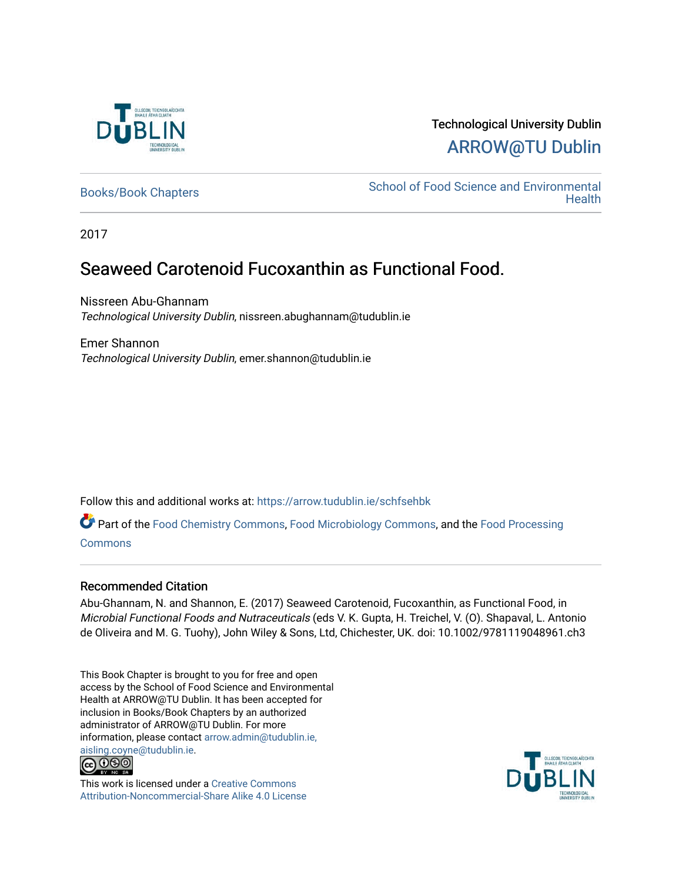Technological University Dublin

ARROW@TU Dublin

Books/Book Chapters

School of Food Science and Environmental Health

2017

# Seaweed Carotenoid Fucoxanthin as Functional Food.

Nissreen Abu-Ghannam
*Technological University Dublin*, nissreen.abughannam@tudublin.ie

Emer Shannon
*Technological University Dublin*, emer.shannon@tudublin.ie

Follow this and additional works at: https://arrow.tudublin.ie/schfsehbk

Part of the Food Chemistry Commons, Food Microbiology Commons, and the Food Processing Commons

## Recommended Citation

Abu-Ghannam, N. and Shannon, E. (2017) Seaweed Carotenoid, Fucoxanthin, as Functional Food, in *Microbial Functional Foods and Nutraceuticals* (eds V. K. Gupta, H. Treichel, V. (O). Shapaval, L. Antonio de Oliveira and M. G. Tuohy), John Wiley & Sons, Ltd, Chichester, UK. doi: 10.1002/9781119048961.ch3

This Book Chapter is brought to you for free and open access by the School of Food Science and Environmental Health at ARROW@TU Dublin. It has been accepted for inclusion in Books/Book Chapters by an authorized administrator of ARROW@TU Dublin. For more information, please contact arrow.admin@tudublin.ie, aisling.coyne@tudublin.ie.

This work is licensed under a Creative Commons Attribution-Noncommercial-Share Alike 4.0 License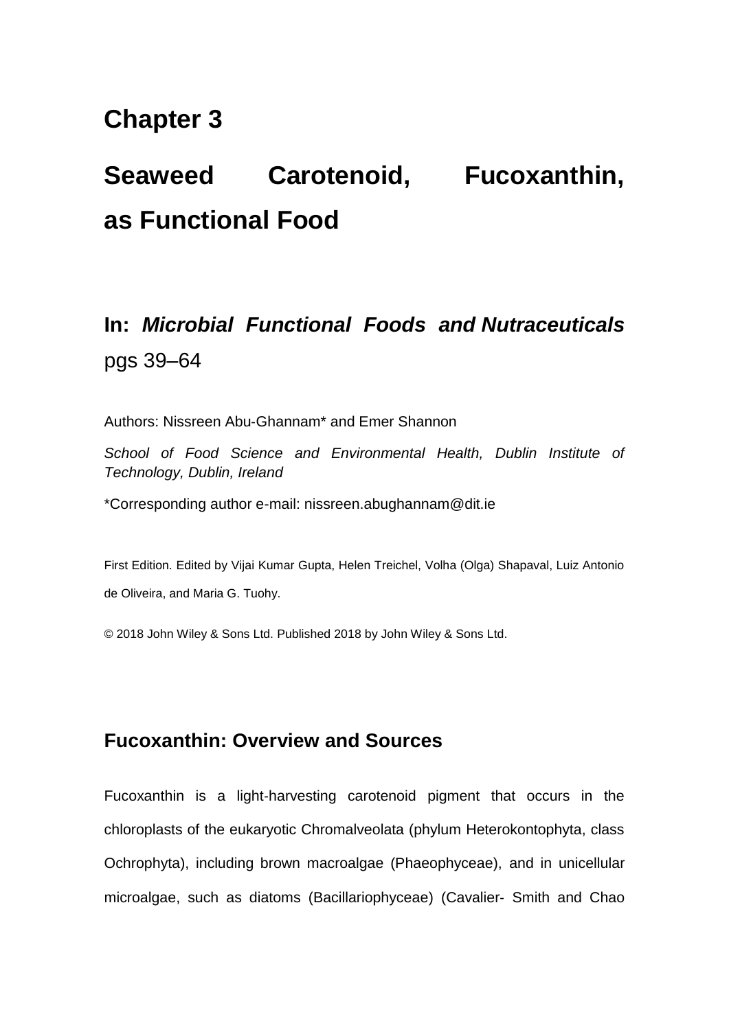# Chapter 3

# Seaweed Carotenoid, Fucoxanthin, as Functional Food

## In: *Microbial Functional Foods and Nutraceuticals* pgs 39–64

Authors: Nissreen Abu-Ghannam* and Emer Shannon

*School of Food Science and Environmental Health, Dublin Institute of Technology, Dublin, Ireland*

*Corresponding author e-mail: nissreen.abughannam@dit.ie

First Edition. Edited by Vijai Kumar Gupta, Helen Treichel, Volha (Olga) Shapaval, Luiz Antonio de Oliveira, and Maria G. Tuohy.

© 2018 John Wiley & Sons Ltd. Published 2018 by John Wiley & Sons Ltd.

## Fucoxanthin: Overview and Sources

Fucoxanthin is a light-harvesting carotenoid pigment that occurs in the chloroplasts of the eukaryotic Chromalveolata (phylum Heterokontophyta, class Ochrophyta), including brown macroalgae (Phaeophyceae), and in unicellular microalgae, such as diatoms (Bacillariophyceae) (Cavalier- Smith and Chao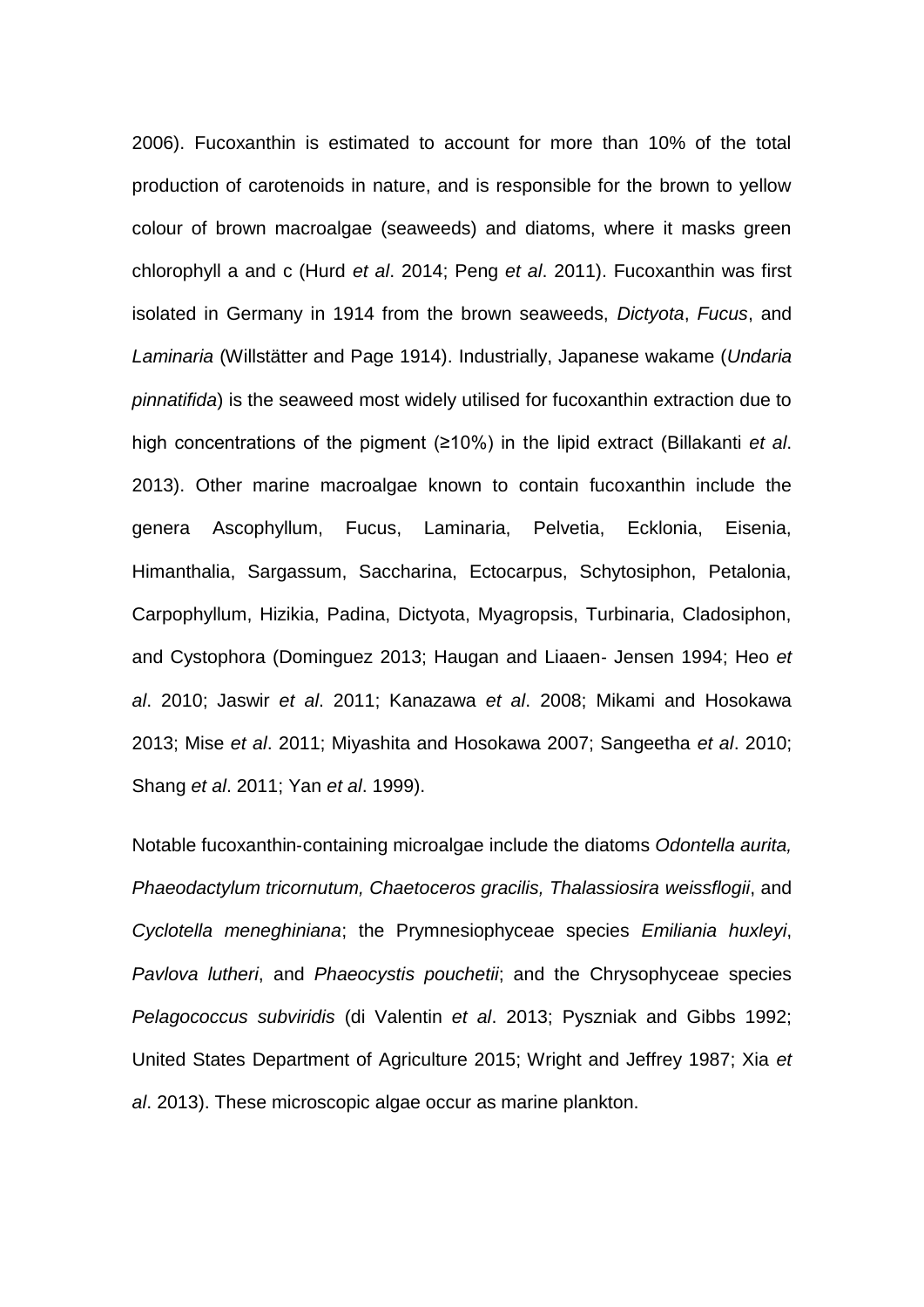2006). Fucoxanthin is estimated to account for more than 10% of the total production of carotenoids in nature, and is responsible for the brown to yellow colour of brown macroalgae (seaweeds) and diatoms, where it masks green chlorophyll a and c (Hurd *et al*. 2014; Peng *et al*. 2011). Fucoxanthin was first isolated in Germany in 1914 from the brown seaweeds, *Dictyota*, *Fucus*, and *Laminaria* (Willstätter and Page 1914). Industrially, Japanese wakame (*Undaria pinnatifida*) is the seaweed most widely utilised for fucoxanthin extraction due to high concentrations of the pigment (≥10%) in the lipid extract (Billakanti *et al*. 2013). Other marine macroalgae known to contain fucoxanthin include the genera Ascophyllum, Fucus, Laminaria, Pelvetia, Ecklonia, Eisenia, Himanthalia, Sargassum, Saccharina, Ectocarpus, Schytosiphon, Petalonia, Carpophyllum, Hizikia, Padina, Dictyota, Myagropsis, Turbinaria, Cladosiphon, and Cystophora (Dominguez 2013; Haugan and Liaaen- Jensen 1994; Heo *et al*. 2010; Jaswir *et al*. 2011; Kanazawa *et al*. 2008; Mikami and Hosokawa 2013; Mise *et al*. 2011; Miyashita and Hosokawa 2007; Sangeetha *et al*. 2010; Shang *et al*. 2011; Yan *et al*. 1999).

Notable fucoxanthin-containing microalgae include the diatoms *Odontella aurita, Phaeodactylum tricornutum, Chaetoceros gracilis, Thalassiosira weissflogii*, and *Cyclotella meneghiniana*; the Prymnesiophyceae species *Emiliania huxleyi*, *Pavlova lutheri*, and *Phaeocystis pouchetii*; and the Chrysophyceae species *Pelagococcus subviridis* (di Valentin *et al*. 2013; Pyszniak and Gibbs 1992; United States Department of Agriculture 2015; Wright and Jeffrey 1987; Xia *et al*. 2013). These microscopic algae occur as marine plankton.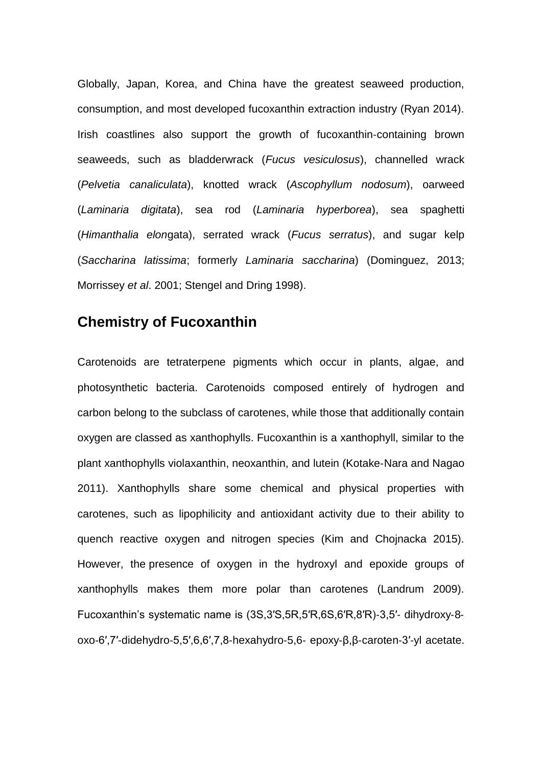Globally, Japan, Korea, and China have the greatest seaweed production, consumption, and most developed fucoxanthin extraction industry (Ryan 2014). Irish coastlines also support the growth of fucoxanthin-containing brown seaweeds, such as bladderwrack (*Fucus vesiculosus*), channelled wrack (*Pelvetia canaliculata*), knotted wrack (*Ascophyllum nodosum*), oarweed (*Laminaria digitata*), sea rod (*Laminaria hyperborea*), sea spaghetti (*Himanthalia elon*gata), serrated wrack (*Fucus serratus*), and sugar kelp (*Saccharina latissima*; formerly *Laminaria saccharina*) (Dominguez, 2013; Morrissey *et al*. 2001; Stengel and Dring 1998).

## Chemistry of Fucoxanthin

Carotenoids are tetraterpene pigments which occur in plants, algae, and photosynthetic bacteria. Carotenoids composed entirely of hydrogen and carbon belong to the subclass of carotenes, while those that additionally contain oxygen are classed as xanthophylls. Fucoxanthin is a xanthophyll, similar to the plant xanthophylls violaxanthin, neoxanthin, and lutein (Kotake-Nara and Nagao 2011). Xanthophylls share some chemical and physical properties with carotenes, such as lipophilicity and antioxidant activity due to their ability to quench reactive oxygen and nitrogen species (Kim and Chojnacka 2015). However, the presence of oxygen in the hydroxyl and epoxide groups of xanthophylls makes them more polar than carotenes (Landrum 2009). Fucoxanthin's systematic name is (3S,3′S,5R,5′R,6S,6′R,8′R)-3,5′- dihydroxy-8-oxo-6′,7′-didehydro-5,5′,6,6′,7,8-hexahydro-5,6- epoxy-β,β-caroten-3′-yl acetate.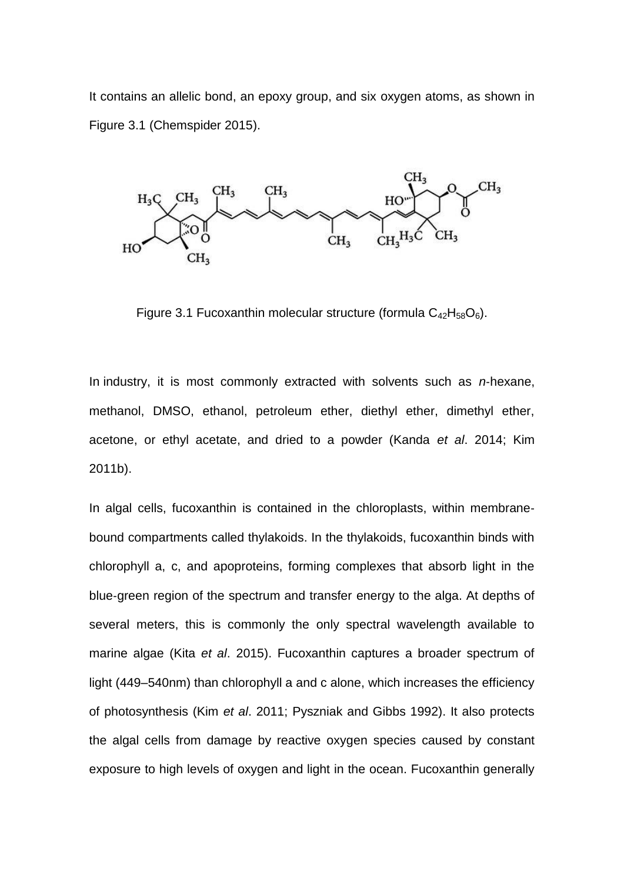It contains an allelic bond, an epoxy group, and six oxygen atoms, as shown in Figure 3.1 (Chemspider 2015).

Figure 3.1 Fucoxanthin molecular structure (formula $C_{42}H_{58}O_6$).

In industry, it is most commonly extracted with solvents such as *n*-hexane, methanol, DMSO, ethanol, petroleum ether, diethyl ether, dimethyl ether, acetone, or ethyl acetate, and dried to a powder (Kanda *et al*. 2014; Kim 2011b).

In algal cells, fucoxanthin is contained in the chloroplasts, within membrane-bound compartments called thylakoids. In the thylakoids, fucoxanthin binds with chlorophyll a, c, and apoproteins, forming complexes that absorb light in the blue-green region of the spectrum and transfer energy to the alga. At depths of several meters, this is commonly the only spectral wavelength available to marine algae (Kita *et al*. 2015). Fucoxanthin captures a broader spectrum of light (449–540nm) than chlorophyll a and c alone, which increases the efficiency of photosynthesis (Kim *et al*. 2011; Pyszniak and Gibbs 1992). It also protects the algal cells from damage by reactive oxygen species caused by constant exposure to high levels of oxygen and light in the ocean. Fucoxanthin generally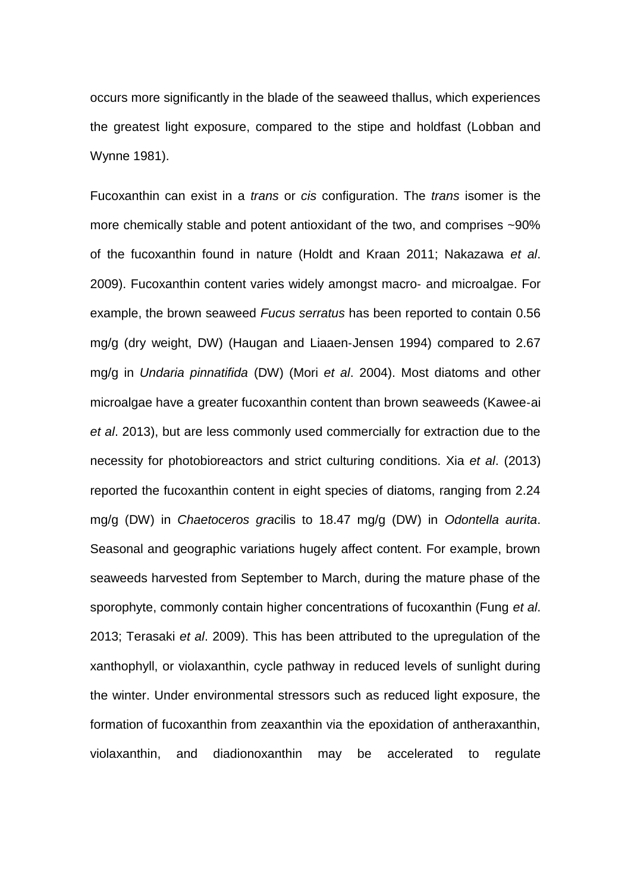occurs more significantly in the blade of the seaweed thallus, which experiences the greatest light exposure, compared to the stipe and holdfast (Lobban and Wynne 1981).

Fucoxanthin can exist in a *trans* or *cis* configuration. The *trans* isomer is the more chemically stable and potent antioxidant of the two, and comprises ~90% of the fucoxanthin found in nature (Holdt and Kraan 2011; Nakazawa *et al*. 2009). Fucoxanthin content varies widely amongst macro- and microalgae. For example, the brown seaweed *Fucus serratus* has been reported to contain 0.56 mg/g (dry weight, DW) (Haugan and Liaaen-Jensen 1994) compared to 2.67 mg/g in *Undaria pinnatifida* (DW) (Mori *et al*. 2004). Most diatoms and other microalgae have a greater fucoxanthin content than brown seaweeds (Kawee-ai *et al*. 2013), but are less commonly used commercially for extraction due to the necessity for photobioreactors and strict culturing conditions. Xia *et al*. (2013) reported the fucoxanthin content in eight species of diatoms, ranging from 2.24 mg/g (DW) in *Chaetoceros grac*ilis to 18.47 mg/g (DW) in *Odontella aurita*. Seasonal and geographic variations hugely affect content. For example, brown seaweeds harvested from September to March, during the mature phase of the sporophyte, commonly contain higher concentrations of fucoxanthin (Fung *et al*. 2013; Terasaki *et al*. 2009). This has been attributed to the upregulation of the xanthophyll, or violaxanthin, cycle pathway in reduced levels of sunlight during the winter. Under environmental stressors such as reduced light exposure, the formation of fucoxanthin from zeaxanthin via the epoxidation of antheraxanthin, violaxanthin, and diadionoxanthin may be accelerated to regulate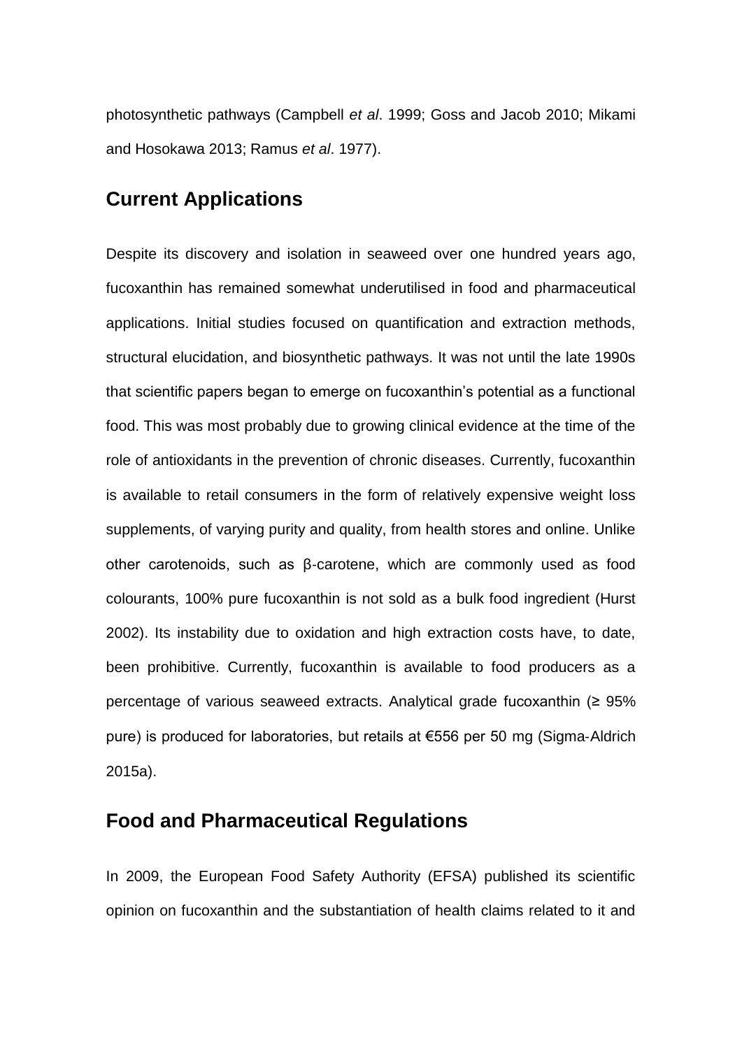photosynthetic pathways (Campbell *et al*. 1999; Goss and Jacob 2010; Mikami and Hosokawa 2013; Ramus *et al*. 1977).

## Current Applications

Despite its discovery and isolation in seaweed over one hundred years ago, fucoxanthin has remained somewhat underutilised in food and pharmaceutical applications. Initial studies focused on quantification and extraction methods, structural elucidation, and biosynthetic pathways. It was not until the late 1990s that scientific papers began to emerge on fucoxanthin's potential as a functional food. This was most probably due to growing clinical evidence at the time of the role of antioxidants in the prevention of chronic diseases. Currently, fucoxanthin is available to retail consumers in the form of relatively expensive weight loss supplements, of varying purity and quality, from health stores and online. Unlike other carotenoids, such as β-carotene, which are commonly used as food colourants, 100% pure fucoxanthin is not sold as a bulk food ingredient (Hurst 2002). Its instability due to oxidation and high extraction costs have, to date, been prohibitive. Currently, fucoxanthin is available to food producers as a percentage of various seaweed extracts. Analytical grade fucoxanthin (≥ 95% pure) is produced for laboratories, but retails at €556 per 50 mg (Sigma-Aldrich 2015a).

## Food and Pharmaceutical Regulations

In 2009, the European Food Safety Authority (EFSA) published its scientific opinion on fucoxanthin and the substantiation of health claims related to it and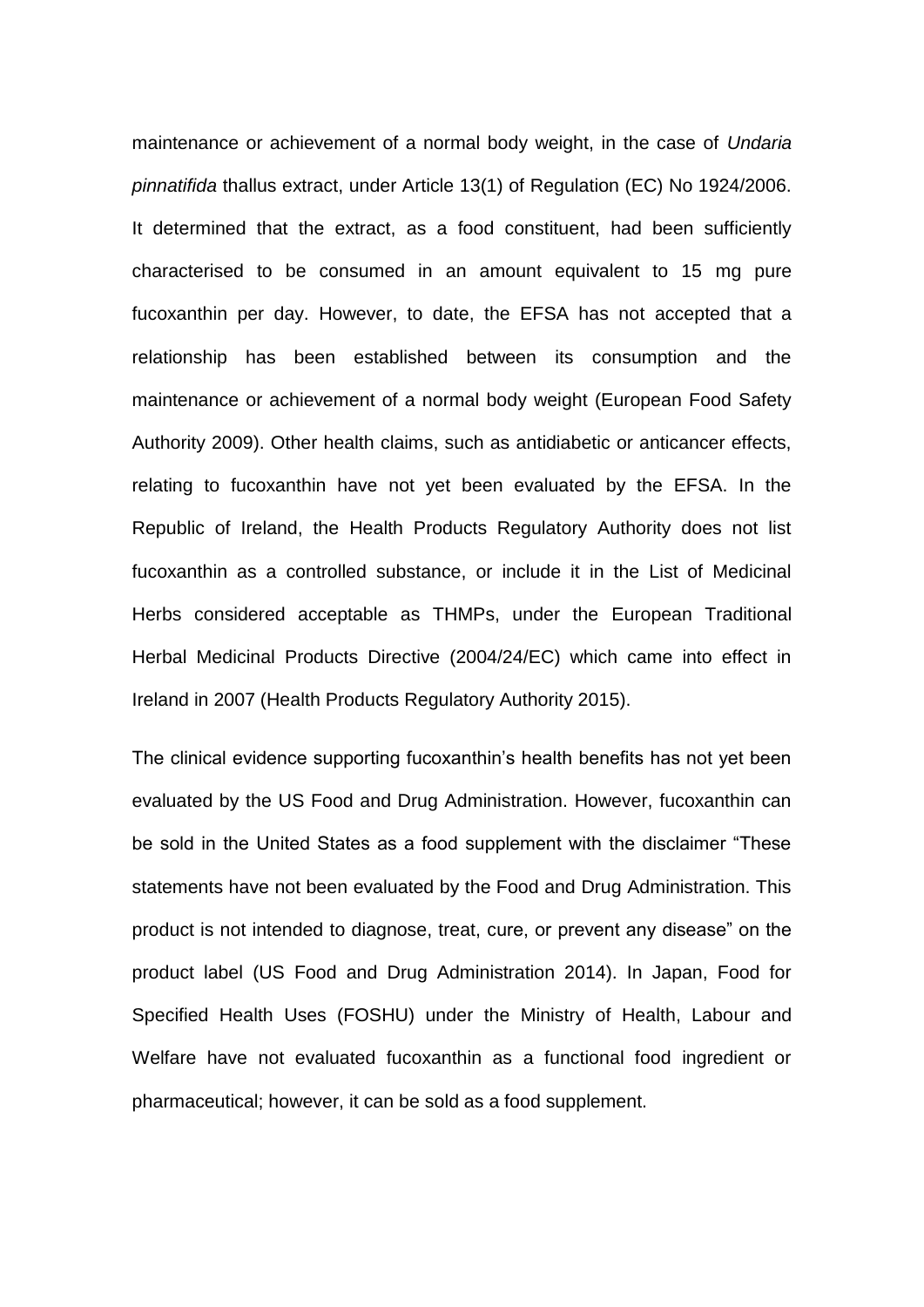maintenance or achievement of a normal body weight, in the case of *Undaria pinnatifida* thallus extract, under Article 13(1) of Regulation (EC) No 1924/2006. It determined that the extract, as a food constituent, had been sufficiently characterised to be consumed in an amount equivalent to 15 mg pure fucoxanthin per day. However, to date, the EFSA has not accepted that a relationship has been established between its consumption and the maintenance or achievement of a normal body weight (European Food Safety Authority 2009). Other health claims, such as antidiabetic or anticancer effects, relating to fucoxanthin have not yet been evaluated by the EFSA. In the Republic of Ireland, the Health Products Regulatory Authority does not list fucoxanthin as a controlled substance, or include it in the List of Medicinal Herbs considered acceptable as THMPs, under the European Traditional Herbal Medicinal Products Directive (2004/24/EC) which came into effect in Ireland in 2007 (Health Products Regulatory Authority 2015).

The clinical evidence supporting fucoxanthin's health benefits has not yet been evaluated by the US Food and Drug Administration. However, fucoxanthin can be sold in the United States as a food supplement with the disclaimer "These statements have not been evaluated by the Food and Drug Administration. This product is not intended to diagnose, treat, cure, or prevent any disease" on the product label (US Food and Drug Administration 2014). In Japan, Food for Specified Health Uses (FOSHU) under the Ministry of Health, Labour and Welfare have not evaluated fucoxanthin as a functional food ingredient or pharmaceutical; however, it can be sold as a food supplement.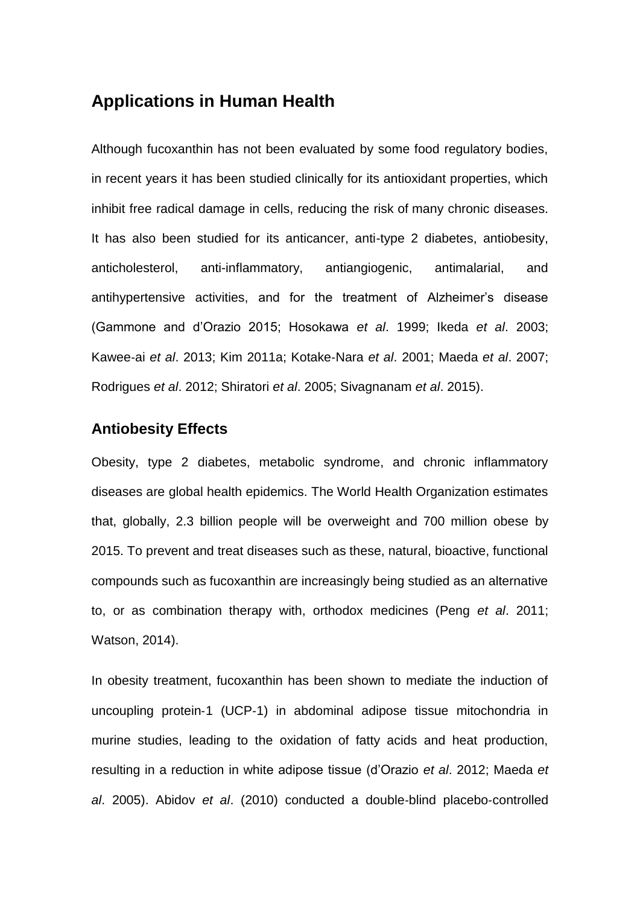## Applications in Human Health

Although fucoxanthin has not been evaluated by some food regulatory bodies, in recent years it has been studied clinically for its antioxidant properties, which inhibit free radical damage in cells, reducing the risk of many chronic diseases. It has also been studied for its anticancer, anti-type 2 diabetes, antiobesity, anticholesterol, anti-inflammatory, antiangiogenic, antimalarial, and antihypertensive activities, and for the treatment of Alzheimer's disease (Gammone and d'Orazio 2015; Hosokawa *et al*. 1999; Ikeda *et al*. 2003; Kawee-ai *et al*. 2013; Kim 2011a; Kotake-Nara *et al*. 2001; Maeda *et al*. 2007; Rodrigues *et al*. 2012; Shiratori *et al*. 2005; Sivagnanam *et al*. 2015).

### Antiobesity Effects

Obesity, type 2 diabetes, metabolic syndrome, and chronic inflammatory diseases are global health epidemics. The World Health Organization estimates that, globally, 2.3 billion people will be overweight and 700 million obese by 2015. To prevent and treat diseases such as these, natural, bioactive, functional compounds such as fucoxanthin are increasingly being studied as an alternative to, or as combination therapy with, orthodox medicines (Peng *et al*. 2011; Watson, 2014).

In obesity treatment, fucoxanthin has been shown to mediate the induction of uncoupling protein-1 (UCP-1) in abdominal adipose tissue mitochondria in murine studies, leading to the oxidation of fatty acids and heat production, resulting in a reduction in white adipose tissue (d'Orazio *et al*. 2012; Maeda *et al*. 2005). Abidov *et al*. (2010) conducted a double-blind placebo-controlled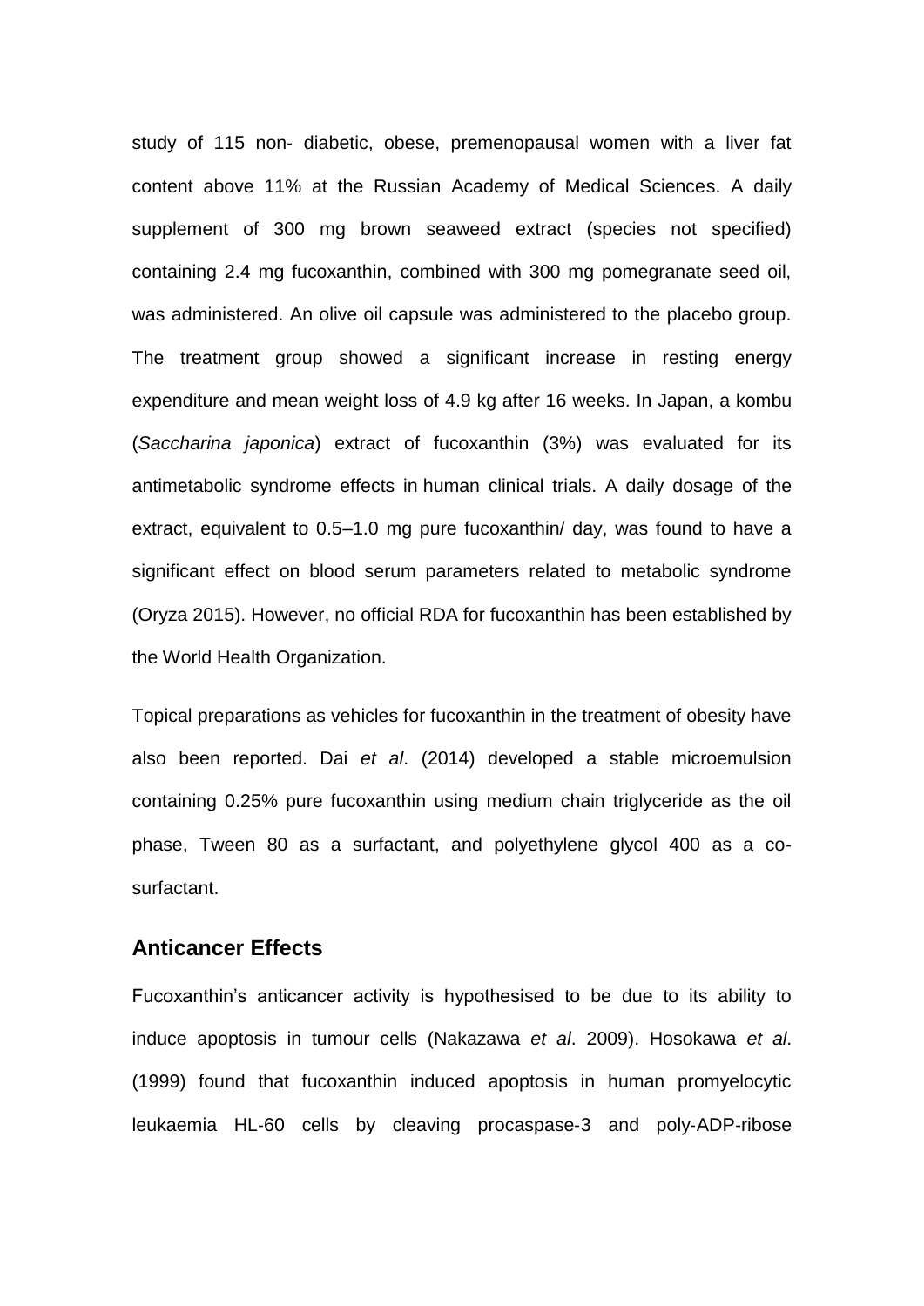study of 115 non- diabetic, obese, premenopausal women with a liver fat content above 11% at the Russian Academy of Medical Sciences. A daily supplement of 300 mg brown seaweed extract (species not specified) containing 2.4 mg fucoxanthin, combined with 300 mg pomegranate seed oil, was administered. An olive oil capsule was administered to the placebo group. The treatment group showed a significant increase in resting energy expenditure and mean weight loss of 4.9 kg after 16 weeks. In Japan, a kombu (*Saccharina japonica*) extract of fucoxanthin (3%) was evaluated for its antimetabolic syndrome effects in human clinical trials. A daily dosage of the extract, equivalent to 0.5–1.0 mg pure fucoxanthin/ day, was found to have a significant effect on blood serum parameters related to metabolic syndrome (Oryza 2015). However, no official RDA for fucoxanthin has been established by the World Health Organization.

Topical preparations as vehicles for fucoxanthin in the treatment of obesity have also been reported. Dai *et al*. (2014) developed a stable microemulsion containing 0.25% pure fucoxanthin using medium chain triglyceride as the oil phase, Tween 80 as a surfactant, and polyethylene glycol 400 as a co-surfactant.

## Anticancer Effects

Fucoxanthin's anticancer activity is hypothesised to be due to its ability to induce apoptosis in tumour cells (Nakazawa *et al*. 2009). Hosokawa *et al*. (1999) found that fucoxanthin induced apoptosis in human promyelocytic leukaemia HL-60 cells by cleaving procaspase-3 and poly-ADP-ribose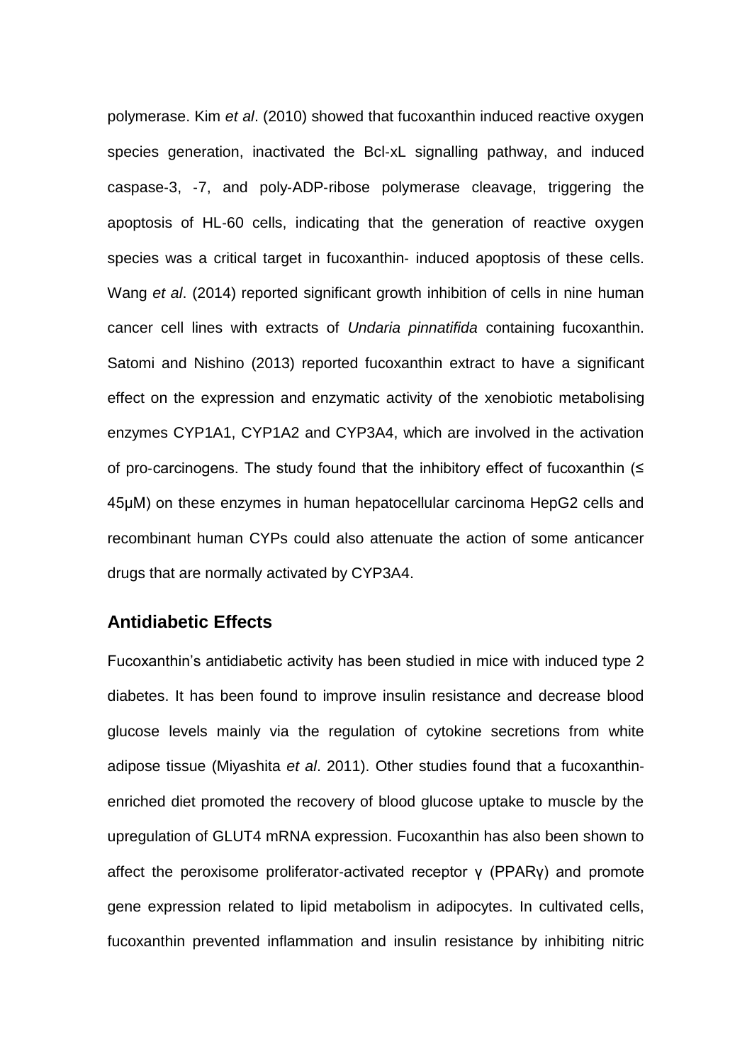polymerase. Kim *et al*. (2010) showed that fucoxanthin induced reactive oxygen species generation, inactivated the Bcl-xL signalling pathway, and induced caspase-3, -7, and poly-ADP-ribose polymerase cleavage, triggering the apoptosis of HL-60 cells, indicating that the generation of reactive oxygen species was a critical target in fucoxanthin- induced apoptosis of these cells. Wang *et al*. (2014) reported significant growth inhibition of cells in nine human cancer cell lines with extracts of *Undaria pinnatifida* containing fucoxanthin. Satomi and Nishino (2013) reported fucoxanthin extract to have a significant effect on the expression and enzymatic activity of the xenobiotic metabolising enzymes CYP1A1, CYP1A2 and CYP3A4, which are involved in the activation of pro-carcinogens. The study found that the inhibitory effect of fucoxanthin ($\leq$ 45μM) on these enzymes in human hepatocellular carcinoma HepG2 cells and recombinant human CYPs could also attenuate the action of some anticancer drugs that are normally activated by CYP3A4.

## Antidiabetic Effects

Fucoxanthin's antidiabetic activity has been studied in mice with induced type 2 diabetes. It has been found to improve insulin resistance and decrease blood glucose levels mainly via the regulation of cytokine secretions from white adipose tissue (Miyashita *et al*. 2011). Other studies found that a fucoxanthin-enriched diet promoted the recovery of blood glucose uptake to muscle by the upregulation of GLUT4 mRNA expression. Fucoxanthin has also been shown to affect the peroxisome proliferator-activated receptor γ (PPARγ) and promote gene expression related to lipid metabolism in adipocytes. In cultivated cells, fucoxanthin prevented inflammation and insulin resistance by inhibiting nitric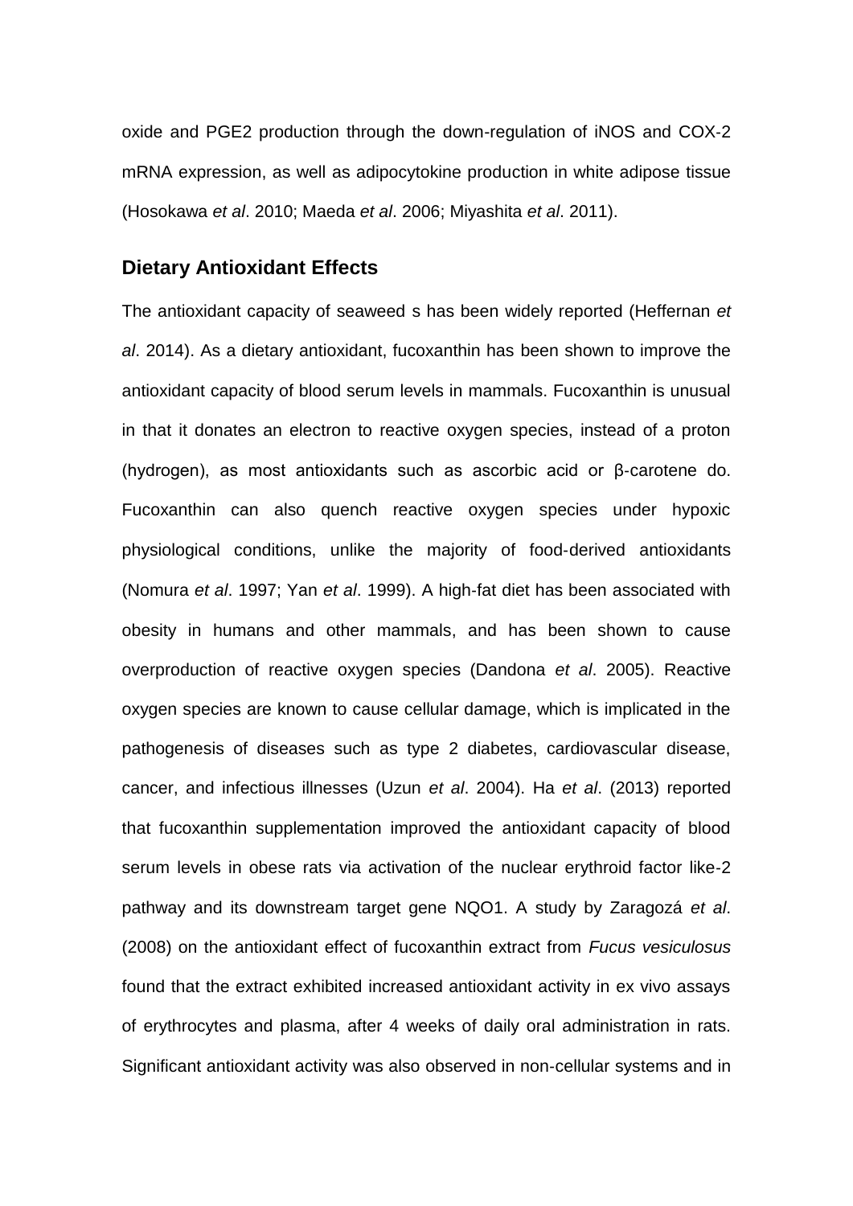oxide and PGE2 production through the down-regulation of iNOS and COX-2 mRNA expression, as well as adipocytokine production in white adipose tissue (Hosokawa *et al*. 2010; Maeda *et al*. 2006; Miyashita *et al*. 2011).

## Dietary Antioxidant Effects

The antioxidant capacity of seaweed s has been widely reported (Heffernan *et al*. 2014). As a dietary antioxidant, fucoxanthin has been shown to improve the antioxidant capacity of blood serum levels in mammals. Fucoxanthin is unusual in that it donates an electron to reactive oxygen species, instead of a proton (hydrogen), as most antioxidants such as ascorbic acid or β-carotene do. Fucoxanthin can also quench reactive oxygen species under hypoxic physiological conditions, unlike the majority of food-derived antioxidants (Nomura *et al*. 1997; Yan *et al*. 1999). A high-fat diet has been associated with obesity in humans and other mammals, and has been shown to cause overproduction of reactive oxygen species (Dandona *et al*. 2005). Reactive oxygen species are known to cause cellular damage, which is implicated in the pathogenesis of diseases such as type 2 diabetes, cardiovascular disease, cancer, and infectious illnesses (Uzun *et al*. 2004). Ha *et al*. (2013) reported that fucoxanthin supplementation improved the antioxidant capacity of blood serum levels in obese rats via activation of the nuclear erythroid factor like-2 pathway and its downstream target gene NQO1. A study by Zaragozá *et al*. (2008) on the antioxidant effect of fucoxanthin extract from *Fucus vesiculosus* found that the extract exhibited increased antioxidant activity in ex vivo assays of erythrocytes and plasma, after 4 weeks of daily oral administration in rats. Significant antioxidant activity was also observed in non-cellular systems and in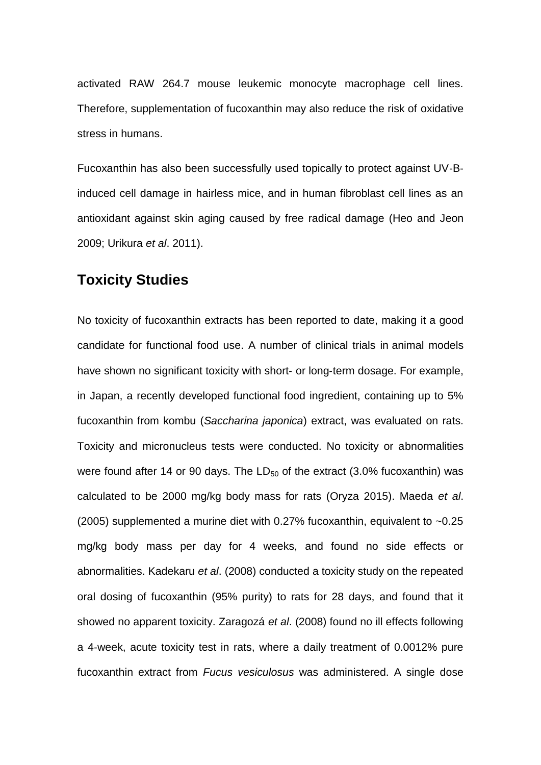activated RAW 264.7 mouse leukemic monocyte macrophage cell lines. Therefore, supplementation of fucoxanthin may also reduce the risk of oxidative stress in humans.

Fucoxanthin has also been successfully used topically to protect against UV-B-induced cell damage in hairless mice, and in human fibroblast cell lines as an antioxidant against skin aging caused by free radical damage (Heo and Jeon 2009; Urikura *et al*. 2011).

## Toxicity Studies

No toxicity of fucoxanthin extracts has been reported to date, making it a good candidate for functional food use. A number of clinical trials in animal models have shown no significant toxicity with short- or long-term dosage. For example, in Japan, a recently developed functional food ingredient, containing up to 5% fucoxanthin from kombu (*Saccharina japonica*) extract, was evaluated on rats. Toxicity and micronucleus tests were conducted. No toxicity or abnormalities were found after 14 or 90 days. The $LD_{50}$ of the extract (3.0% fucoxanthin) was calculated to be 2000 mg/kg body mass for rats (Oryza 2015). Maeda *et al*. (2005) supplemented a murine diet with 0.27% fucoxanthin, equivalent to ~0.25 mg/kg body mass per day for 4 weeks, and found no side effects or abnormalities. Kadekaru *et al*. (2008) conducted a toxicity study on the repeated oral dosing of fucoxanthin (95% purity) to rats for 28 days, and found that it showed no apparent toxicity. Zaragozá *et al*. (2008) found no ill effects following a 4-week, acute toxicity test in rats, where a daily treatment of 0.0012% pure fucoxanthin extract from *Fucus vesiculosus* was administered. A single dose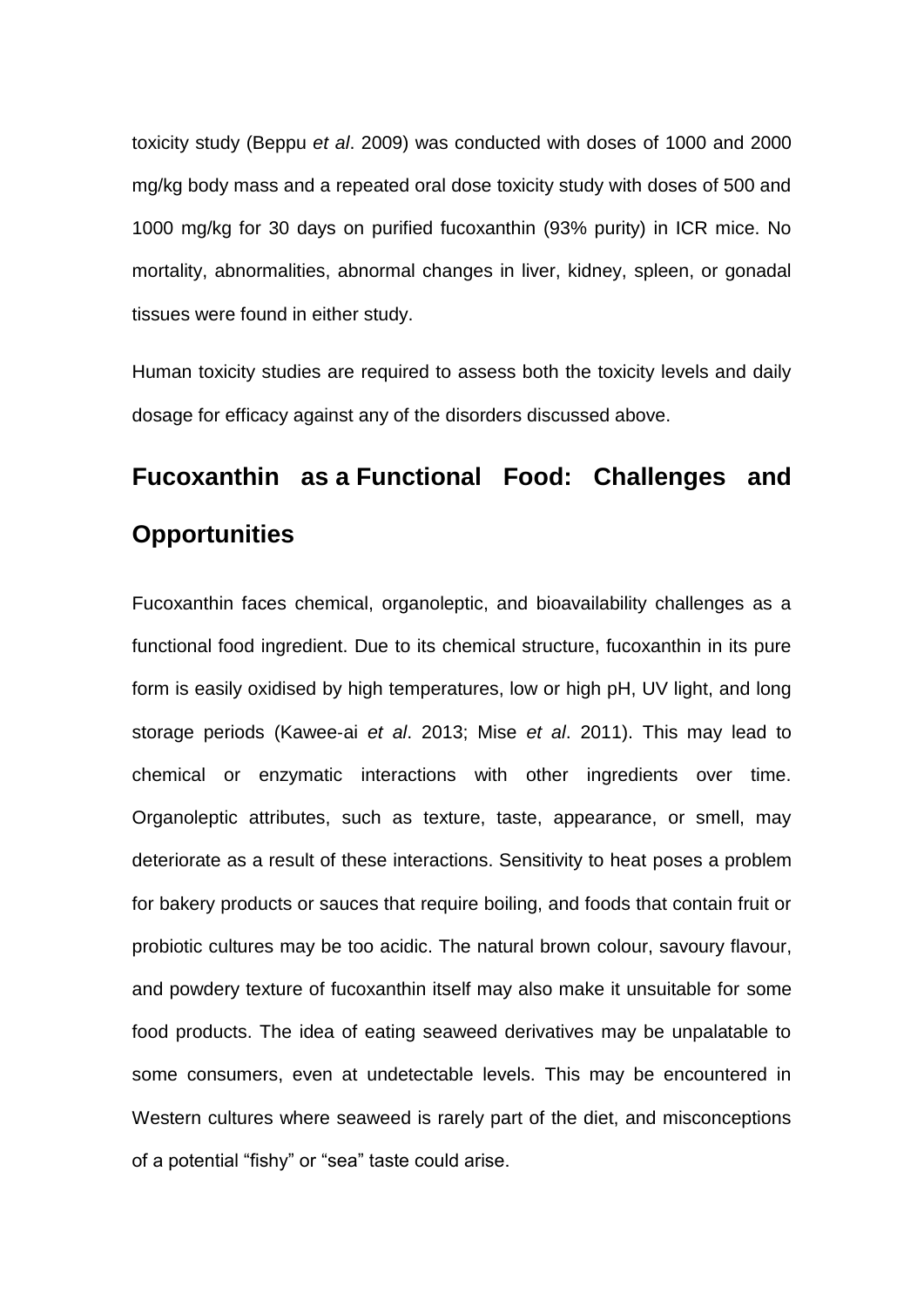toxicity study (Beppu *et al*. 2009) was conducted with doses of 1000 and 2000 mg/kg body mass and a repeated oral dose toxicity study with doses of 500 and 1000 mg/kg for 30 days on purified fucoxanthin (93% purity) in ICR mice. No mortality, abnormalities, abnormal changes in liver, kidney, spleen, or gonadal tissues were found in either study.

Human toxicity studies are required to assess both the toxicity levels and daily dosage for efficacy against any of the disorders discussed above.

## Fucoxanthin as a Functional Food: Challenges and Opportunities

Fucoxanthin faces chemical, organoleptic, and bioavailability challenges as a functional food ingredient. Due to its chemical structure, fucoxanthin in its pure form is easily oxidised by high temperatures, low or high pH, UV light, and long storage periods (Kawee-ai *et al*. 2013; Mise *et al*. 2011). This may lead to chemical or enzymatic interactions with other ingredients over time. Organoleptic attributes, such as texture, taste, appearance, or smell, may deteriorate as a result of these interactions. Sensitivity to heat poses a problem for bakery products or sauces that require boiling, and foods that contain fruit or probiotic cultures may be too acidic. The natural brown colour, savoury flavour, and powdery texture of fucoxanthin itself may also make it unsuitable for some food products. The idea of eating seaweed derivatives may be unpalatable to some consumers, even at undetectable levels. This may be encountered in Western cultures where seaweed is rarely part of the diet, and misconceptions of a potential "fishy" or "sea" taste could arise.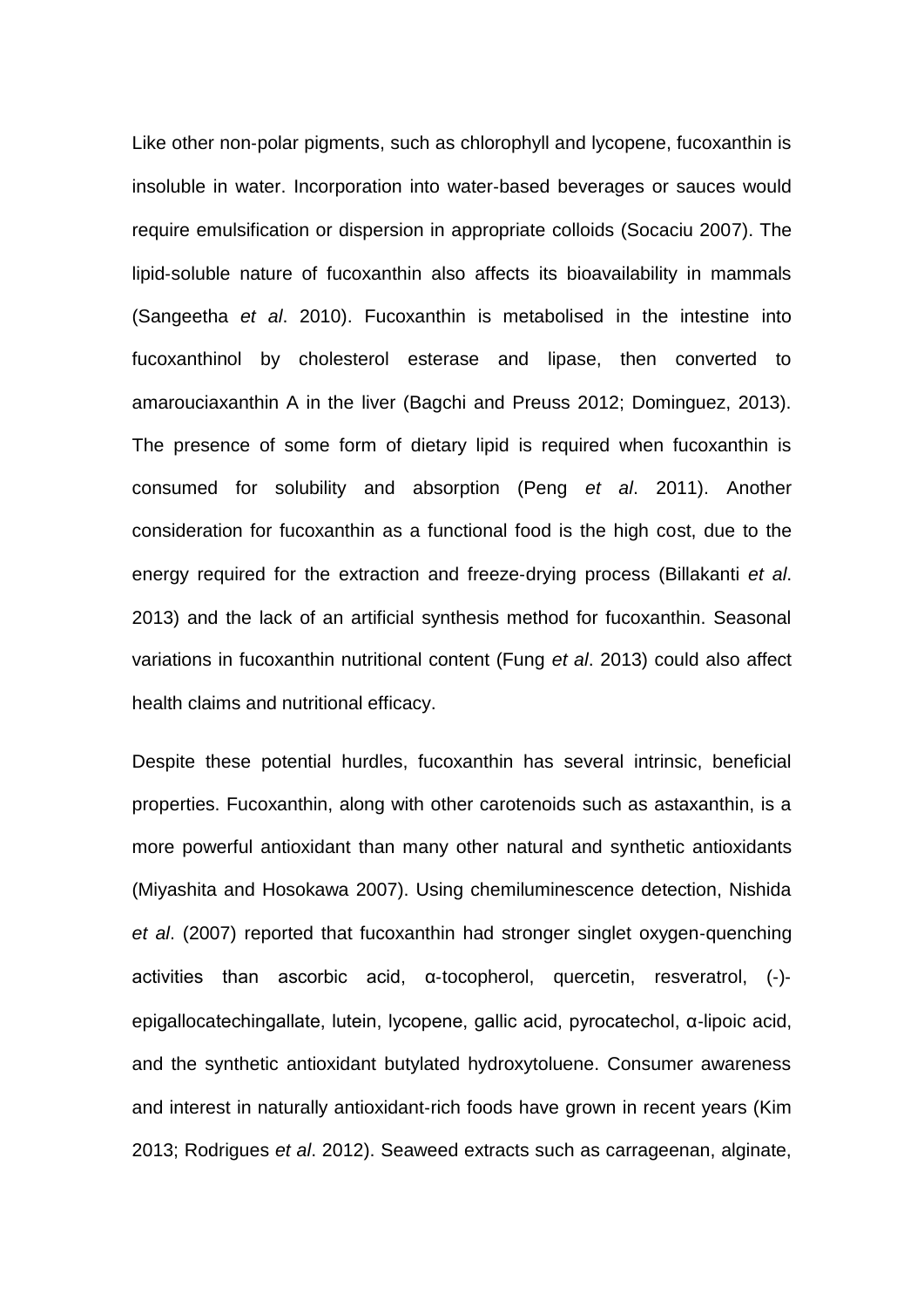Like other non-polar pigments, such as chlorophyll and lycopene, fucoxanthin is insoluble in water. Incorporation into water-based beverages or sauces would require emulsification or dispersion in appropriate colloids (Socaciu 2007). The lipid-soluble nature of fucoxanthin also affects its bioavailability in mammals (Sangeetha *et al*. 2010). Fucoxanthin is metabolised in the intestine into fucoxanthinol by cholesterol esterase and lipase, then converted to amarouciaxanthin A in the liver (Bagchi and Preuss 2012; Dominguez, 2013). The presence of some form of dietary lipid is required when fucoxanthin is consumed for solubility and absorption (Peng *et al*. 2011). Another consideration for fucoxanthin as a functional food is the high cost, due to the energy required for the extraction and freeze-drying process (Billakanti *et al*. 2013) and the lack of an artificial synthesis method for fucoxanthin. Seasonal variations in fucoxanthin nutritional content (Fung *et al*. 2013) could also affect health claims and nutritional efficacy.

Despite these potential hurdles, fucoxanthin has several intrinsic, beneficial properties. Fucoxanthin, along with other carotenoids such as astaxanthin, is a more powerful antioxidant than many other natural and synthetic antioxidants (Miyashita and Hosokawa 2007). Using chemiluminescence detection, Nishida *et al*. (2007) reported that fucoxanthin had stronger singlet oxygen-quenching activities than ascorbic acid, α-tocopherol, quercetin, resveratrol, (-)-epigallocatechingallate, lutein, lycopene, gallic acid, pyrocatechol, α-lipoic acid, and the synthetic antioxidant butylated hydroxytoluene. Consumer awareness and interest in naturally antioxidant-rich foods have grown in recent years (Kim 2013; Rodrigues *et al*. 2012). Seaweed extracts such as carrageenan, alginate,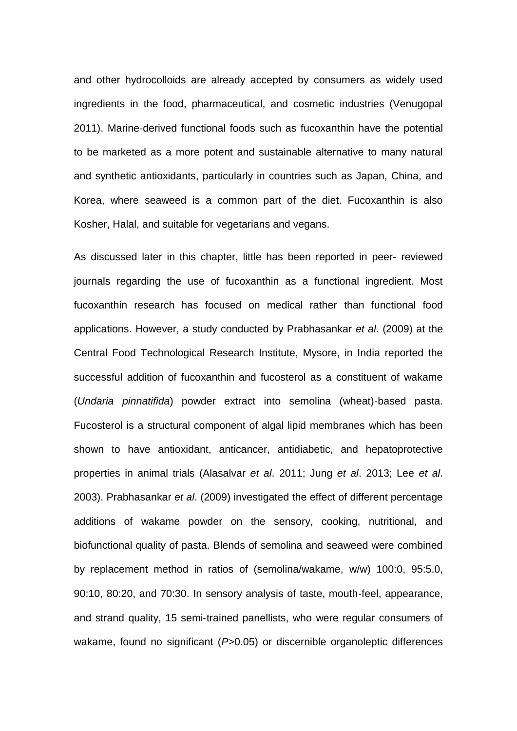and other hydrocolloids are already accepted by consumers as widely used ingredients in the food, pharmaceutical, and cosmetic industries (Venugopal 2011). Marine-derived functional foods such as fucoxanthin have the potential to be marketed as a more potent and sustainable alternative to many natural and synthetic antioxidants, particularly in countries such as Japan, China, and Korea, where seaweed is a common part of the diet. Fucoxanthin is also Kosher, Halal, and suitable for vegetarians and vegans.

As discussed later in this chapter, little has been reported in peer- reviewed journals regarding the use of fucoxanthin as a functional ingredient. Most fucoxanthin research has focused on medical rather than functional food applications. However, a study conducted by Prabhasankar *et al*. (2009) at the Central Food Technological Research Institute, Mysore, in India reported the successful addition of fucoxanthin and fucosterol as a constituent of wakame (*Undaria pinnatifida*) powder extract into semolina (wheat)-based pasta. Fucosterol is a structural component of algal lipid membranes which has been shown to have antioxidant, anticancer, antidiabetic, and hepatoprotective properties in animal trials (Alasalvar *et al*. 2011; Jung *et al*. 2013; Lee *et al*. 2003). Prabhasankar *et al*. (2009) investigated the effect of different percentage additions of wakame powder on the sensory, cooking, nutritional, and biofunctional quality of pasta. Blends of semolina and seaweed were combined by replacement method in ratios of (semolina/wakame, w/w) 100:0, 95:5.0, 90:10, 80:20, and 70:30. In sensory analysis of taste, mouth-feel, appearance, and strand quality, 15 semi-trained panellists, who were regular consumers of wakame, found no significant ($P>0.05$) or discernible organoleptic differences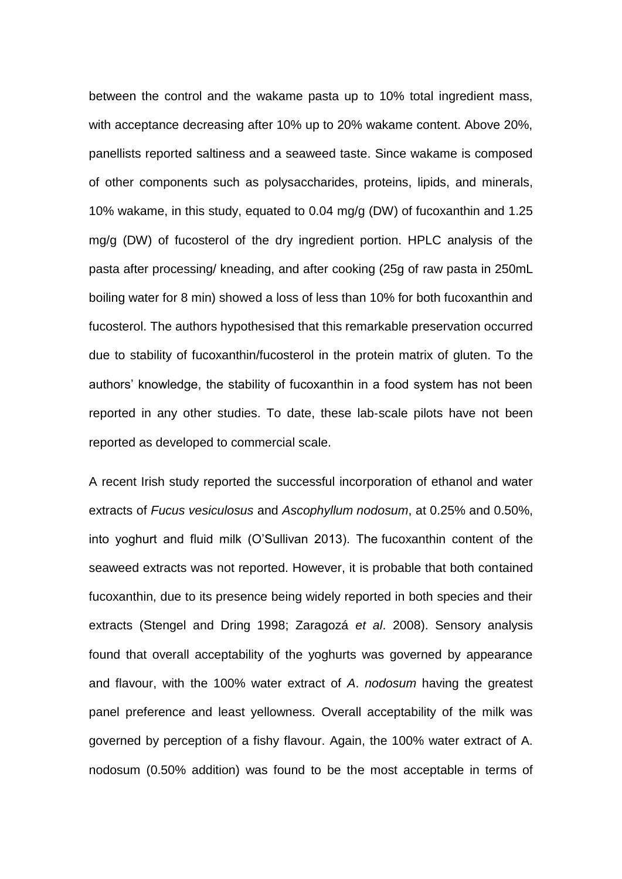between the control and the wakame pasta up to 10% total ingredient mass, with acceptance decreasing after 10% up to 20% wakame content. Above 20%, panellists reported saltiness and a seaweed taste. Since wakame is composed of other components such as polysaccharides, proteins, lipids, and minerals, 10% wakame, in this study, equated to 0.04 mg/g (DW) of fucoxanthin and 1.25 mg/g (DW) of fucosterol of the dry ingredient portion. HPLC analysis of the pasta after processing/ kneading, and after cooking (25g of raw pasta in 250mL boiling water for 8 min) showed a loss of less than 10% for both fucoxanthin and fucosterol. The authors hypothesised that this remarkable preservation occurred due to stability of fucoxanthin/fucosterol in the protein matrix of gluten. To the authors' knowledge, the stability of fucoxanthin in a food system has not been reported in any other studies. To date, these lab-scale pilots have not been reported as developed to commercial scale.

A recent Irish study reported the successful incorporation of ethanol and water extracts of *Fucus vesiculosus* and *Ascophyllum nodosum*, at 0.25% and 0.50%, into yoghurt and fluid milk (O'Sullivan 2013). The fucoxanthin content of the seaweed extracts was not reported. However, it is probable that both contained fucoxanthin, due to its presence being widely reported in both species and their extracts (Stengel and Dring 1998; Zaragozá *et al*. 2008). Sensory analysis found that overall acceptability of the yoghurts was governed by appearance and flavour, with the 100% water extract of *A*. *nodosum* having the greatest panel preference and least yellowness. Overall acceptability of the milk was governed by perception of a fishy flavour. Again, the 100% water extract of A. nodosum (0.50% addition) was found to be the most acceptable in terms of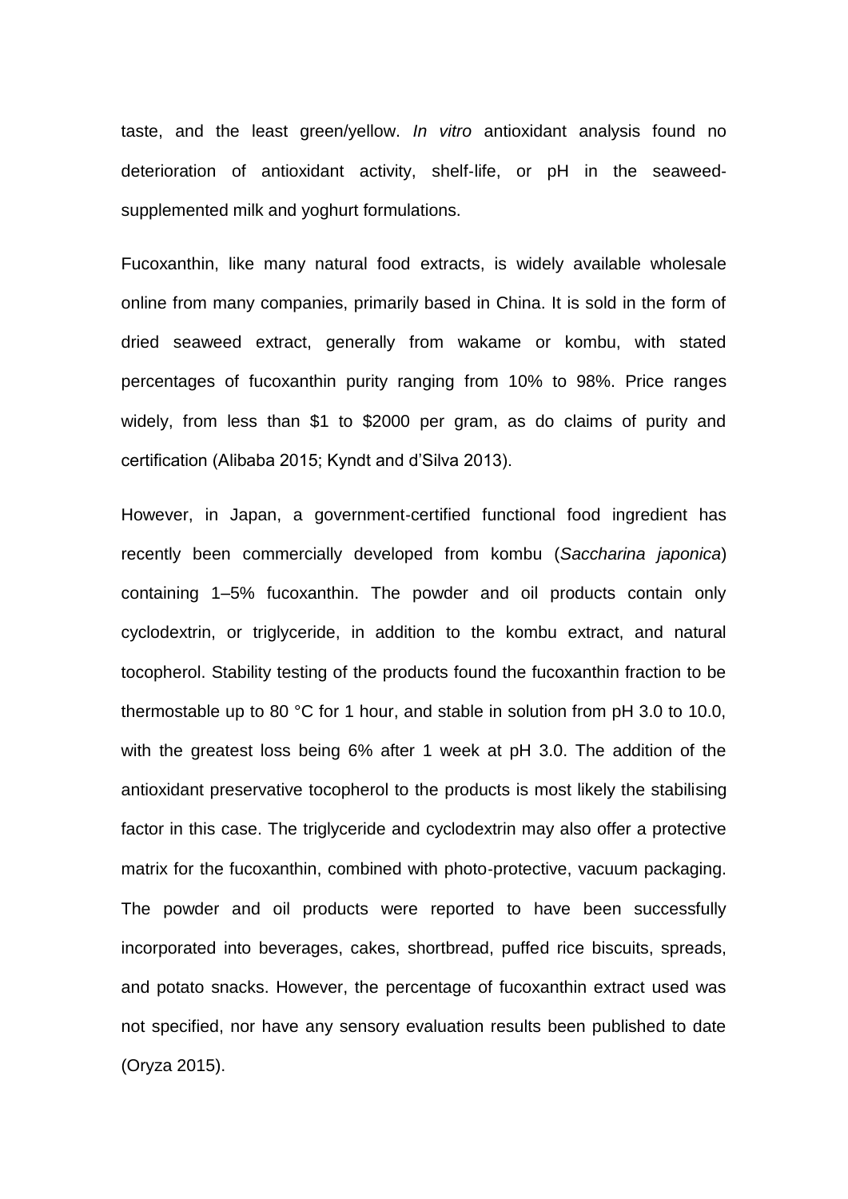taste, and the least green/yellow. *In vitro* antioxidant analysis found no deterioration of antioxidant activity, shelf-life, or pH in the seaweed-supplemented milk and yoghurt formulations.

Fucoxanthin, like many natural food extracts, is widely available wholesale online from many companies, primarily based in China. It is sold in the form of dried seaweed extract, generally from wakame or kombu, with stated percentages of fucoxanthin purity ranging from 10% to 98%. Price ranges widely, from less than $1 to $2000 per gram, as do claims of purity and certification (Alibaba 2015; Kyndt and d'Silva 2013).

However, in Japan, a government-certified functional food ingredient has recently been commercially developed from kombu (*Saccharina japonica*) containing 1–5% fucoxanthin. The powder and oil products contain only cyclodextrin, or triglyceride, in addition to the kombu extract, and natural tocopherol. Stability testing of the products found the fucoxanthin fraction to be thermostable up to 80 °C for 1 hour, and stable in solution from pH 3.0 to 10.0, with the greatest loss being 6% after 1 week at pH 3.0. The addition of the antioxidant preservative tocopherol to the products is most likely the stabilising factor in this case. The triglyceride and cyclodextrin may also offer a protective matrix for the fucoxanthin, combined with photo-protective, vacuum packaging. The powder and oil products were reported to have been successfully incorporated into beverages, cakes, shortbread, puffed rice biscuits, spreads, and potato snacks. However, the percentage of fucoxanthin extract used was not specified, nor have any sensory evaluation results been published to date (Oryza 2015).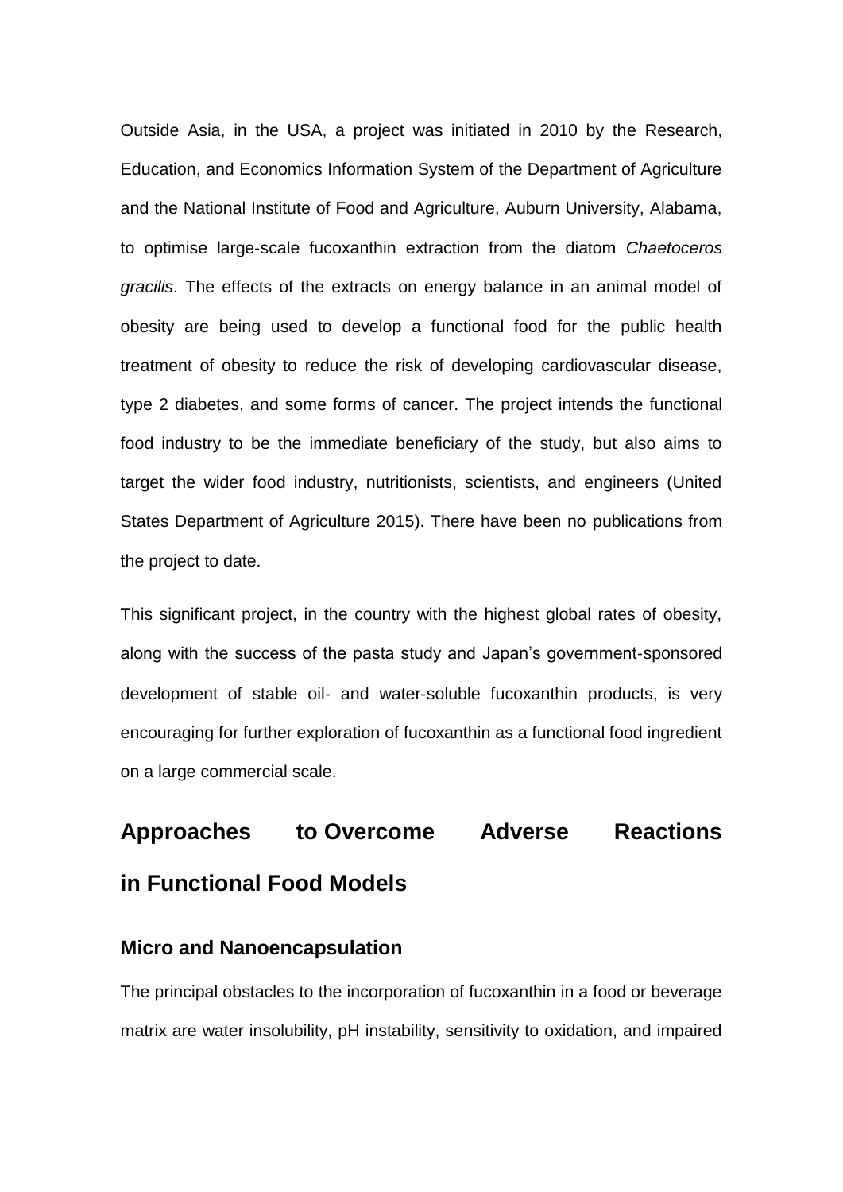Outside Asia, in the USA, a project was initiated in 2010 by the Research, Education, and Economics Information System of the Department of Agriculture and the National Institute of Food and Agriculture, Auburn University, Alabama, to optimise large-scale fucoxanthin extraction from the diatom *Chaetoceros gracilis*. The effects of the extracts on energy balance in an animal model of obesity are being used to develop a functional food for the public health treatment of obesity to reduce the risk of developing cardiovascular disease, type 2 diabetes, and some forms of cancer. The project intends the functional food industry to be the immediate beneficiary of the study, but also aims to target the wider food industry, nutritionists, scientists, and engineers (United States Department of Agriculture 2015). There have been no publications from the project to date.

This significant project, in the country with the highest global rates of obesity, along with the success of the pasta study and Japan's government-sponsored development of stable oil- and water-soluble fucoxanthin products, is very encouraging for further exploration of fucoxanthin as a functional food ingredient on a large commercial scale.

## Approaches to Overcome Adverse Reactions in Functional Food Models

### Micro and Nanoencapsulation

The principal obstacles to the incorporation of fucoxanthin in a food or beverage matrix are water insolubility, pH instability, sensitivity to oxidation, and impaired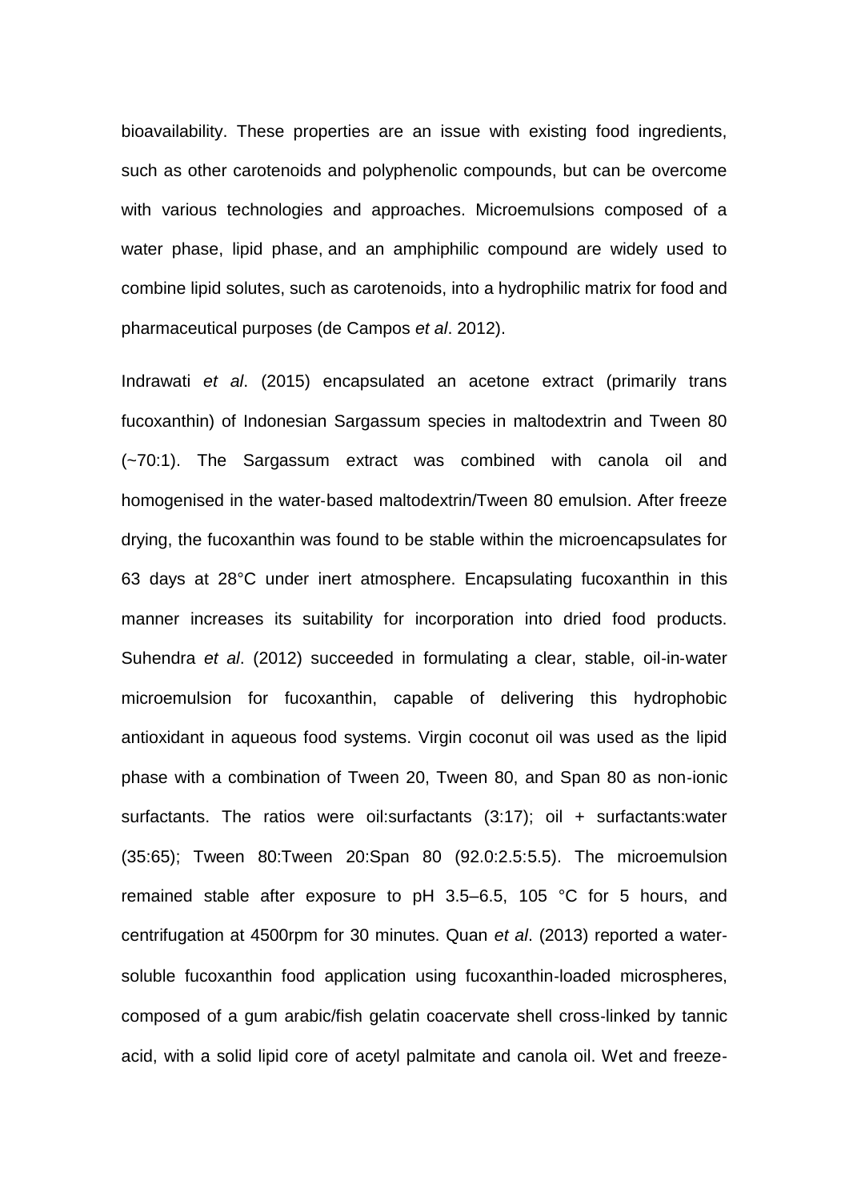bioavailability. These properties are an issue with existing food ingredients, such as other carotenoids and polyphenolic compounds, but can be overcome with various technologies and approaches. Microemulsions composed of a water phase, lipid phase, and an amphiphilic compound are widely used to combine lipid solutes, such as carotenoids, into a hydrophilic matrix for food and pharmaceutical purposes (de Campos *et al*. 2012).

Indrawati *et al*. (2015) encapsulated an acetone extract (primarily trans fucoxanthin) of Indonesian Sargassum species in maltodextrin and Tween 80 (~70:1). The Sargassum extract was combined with canola oil and homogenised in the water-based maltodextrin/Tween 80 emulsion. After freeze drying, the fucoxanthin was found to be stable within the microencapsulates for 63 days at 28°C under inert atmosphere. Encapsulating fucoxanthin in this manner increases its suitability for incorporation into dried food products. Suhendra *et al*. (2012) succeeded in formulating a clear, stable, oil-in-water microemulsion for fucoxanthin, capable of delivering this hydrophobic antioxidant in aqueous food systems. Virgin coconut oil was used as the lipid phase with a combination of Tween 20, Tween 80, and Span 80 as non-ionic surfactants. The ratios were oil:surfactants (3:17); oil + surfactants:water (35:65); Tween 80:Tween 20:Span 80 (92.0:2.5:5.5). The microemulsion remained stable after exposure to pH 3.5–6.5, 105 °C for 5 hours, and centrifugation at 4500rpm for 30 minutes. Quan *et al*. (2013) reported a water-soluble fucoxanthin food application using fucoxanthin-loaded microspheres, composed of a gum arabic/fish gelatin coacervate shell cross-linked by tannic acid, with a solid lipid core of acetyl palmitate and canola oil. Wet and freeze-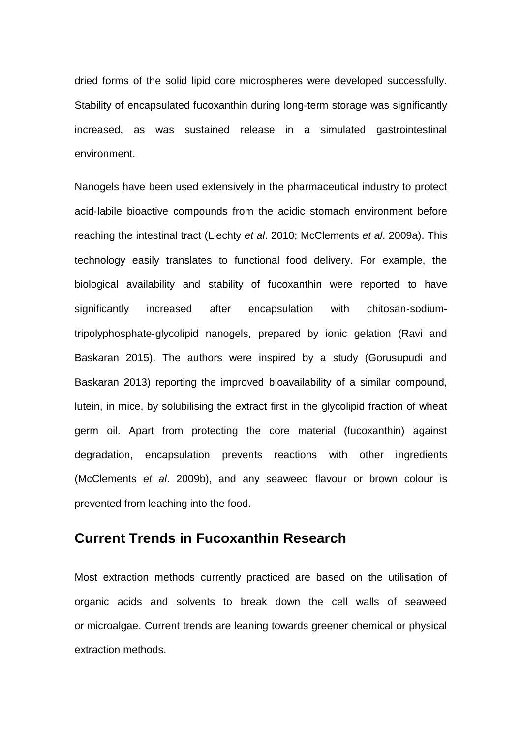dried forms of the solid lipid core microspheres were developed successfully. Stability of encapsulated fucoxanthin during long-term storage was significantly increased, as was sustained release in a simulated gastrointestinal environment.

Nanogels have been used extensively in the pharmaceutical industry to protect acid-labile bioactive compounds from the acidic stomach environment before reaching the intestinal tract (Liechty *et al*. 2010; McClements *et al*. 2009a). This technology easily translates to functional food delivery. For example, the biological availability and stability of fucoxanthin were reported to have significantly increased after encapsulation with chitosan-sodium-tripolyphosphate-glycolipid nanogels, prepared by ionic gelation (Ravi and Baskaran 2015). The authors were inspired by a study (Gorusupudi and Baskaran 2013) reporting the improved bioavailability of a similar compound, lutein, in mice, by solubilising the extract first in the glycolipid fraction of wheat germ oil. Apart from protecting the core material (fucoxanthin) against degradation, encapsulation prevents reactions with other ingredients (McClements *et al*. 2009b), and any seaweed flavour or brown colour is prevented from leaching into the food.

## Current Trends in Fucoxanthin Research

Most extraction methods currently practiced are based on the utilisation of organic acids and solvents to break down the cell walls of seaweed or microalgae. Current trends are leaning towards greener chemical or physical extraction methods.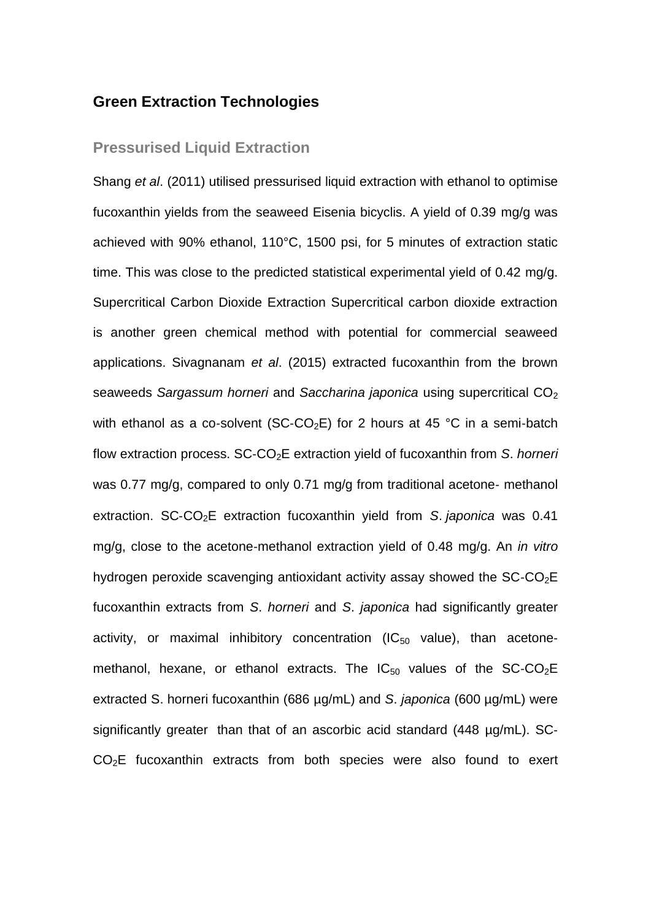## Green Extraction Technologies

### Pressurised Liquid Extraction

Shang *et al*. (2011) utilised pressurised liquid extraction with ethanol to optimise fucoxanthin yields from the seaweed Eisenia bicyclis. A yield of 0.39 mg/g was achieved with 90% ethanol, 110°C, 1500 psi, for 5 minutes of extraction static time. This was close to the predicted statistical experimental yield of 0.42 mg/g. Supercritical Carbon Dioxide Extraction Supercritical carbon dioxide extraction is another green chemical method with potential for commercial seaweed applications. Sivagnanam *et al*. (2015) extracted fucoxanthin from the brown seaweeds *Sargassum horneri* and *Saccharina japonica* using supercritical $CO_2$ with ethanol as a co-solvent (SC-$CO_2$E) for 2 hours at 45 °C in a semi-batch flow extraction process. SC-$CO_2$E extraction yield of fucoxanthin from *S*. *horneri* was 0.77 mg/g, compared to only 0.71 mg/g from traditional acetone- methanol extraction. SC-$CO_2$E extraction fucoxanthin yield from *S*. *japonica* was 0.41 mg/g, close to the acetone-methanol extraction yield of 0.48 mg/g. An *in vitro* hydrogen peroxide scavenging antioxidant activity assay showed the SC-$CO_2$E fucoxanthin extracts from *S*. *horneri* and *S*. *japonica* had significantly greater activity, or maximal inhibitory concentration ($IC_{50}$ value), than acetone-methanol, hexane, or ethanol extracts. The $IC_{50}$ values of the SC-$CO_2$E extracted S. horneri fucoxanthin (686 µg/mL) and *S*. *japonica* (600 µg/mL) were significantly greater than that of an ascorbic acid standard (448 µg/mL). SC-$CO_2$E fucoxanthin extracts from both species were also found to exert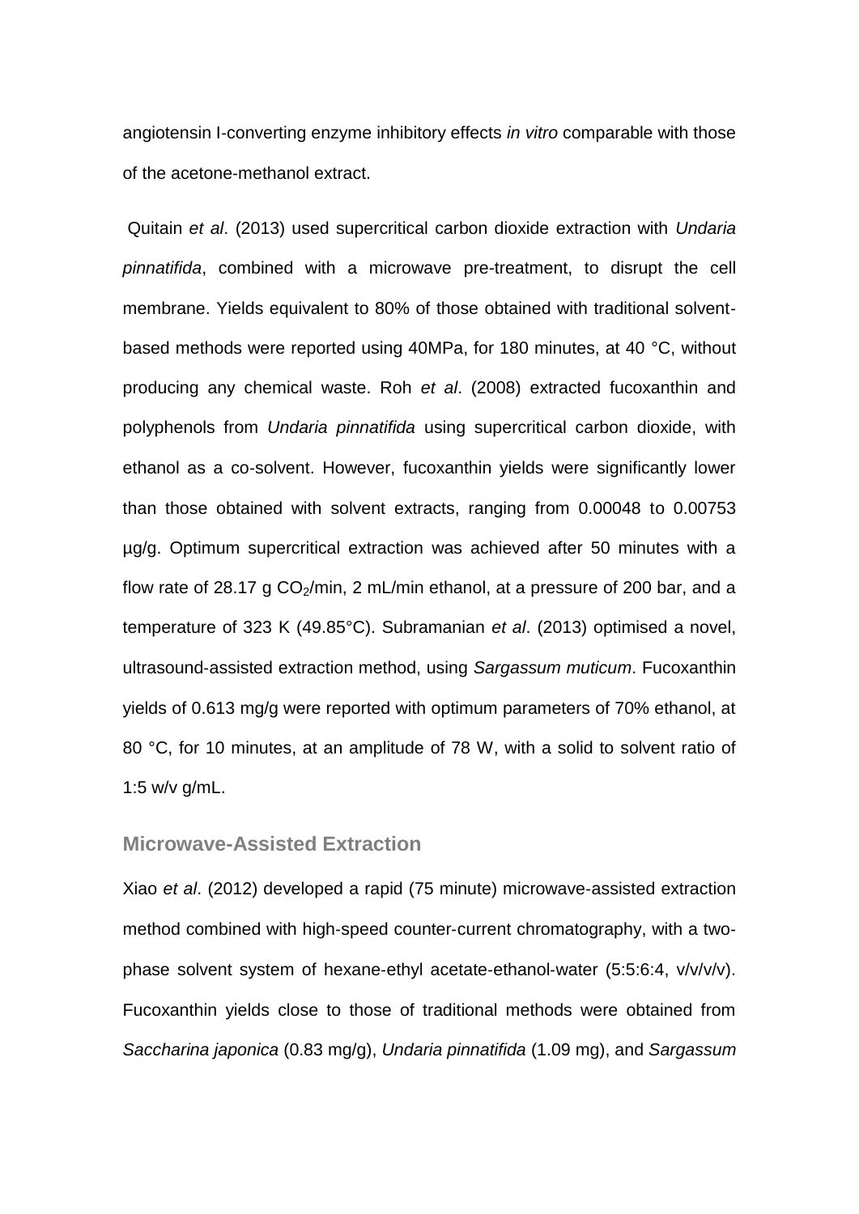angiotensin I-converting enzyme inhibitory effects *in vitro* comparable with those of the acetone-methanol extract.

Quitain *et al*. (2013) used supercritical carbon dioxide extraction with *Undaria pinnatifida*, combined with a microwave pre-treatment, to disrupt the cell membrane. Yields equivalent to 80% of those obtained with traditional solvent-based methods were reported using 40MPa, for 180 minutes, at 40 °C, without producing any chemical waste. Roh *et al*. (2008) extracted fucoxanthin and polyphenols from *Undaria pinnatifida* using supercritical carbon dioxide, with ethanol as a co-solvent. However, fucoxanthin yields were significantly lower than those obtained with solvent extracts, ranging from 0.00048 to 0.00753 µg/g. Optimum supercritical extraction was achieved after 50 minutes with a flow rate of 28.17 g $CO_2$/min, 2 mL/min ethanol, at a pressure of 200 bar, and a temperature of 323 K (49.85°C). Subramanian *et al*. (2013) optimised a novel, ultrasound-assisted extraction method, using *Sargassum muticum*. Fucoxanthin yields of 0.613 mg/g were reported with optimum parameters of 70% ethanol, at 80 °C, for 10 minutes, at an amplitude of 78 W, with a solid to solvent ratio of 1:5 w/v g/mL.

### Microwave-Assisted Extraction

Xiao *et al*. (2012) developed a rapid (75 minute) microwave-assisted extraction method combined with high-speed counter-current chromatography, with a two-phase solvent system of hexane-ethyl acetate-ethanol-water (5:5:6:4, v/v/v/v). Fucoxanthin yields close to those of traditional methods were obtained from *Saccharina japonica* (0.83 mg/g), *Undaria pinnatifida* (1.09 mg), and *Sargassum*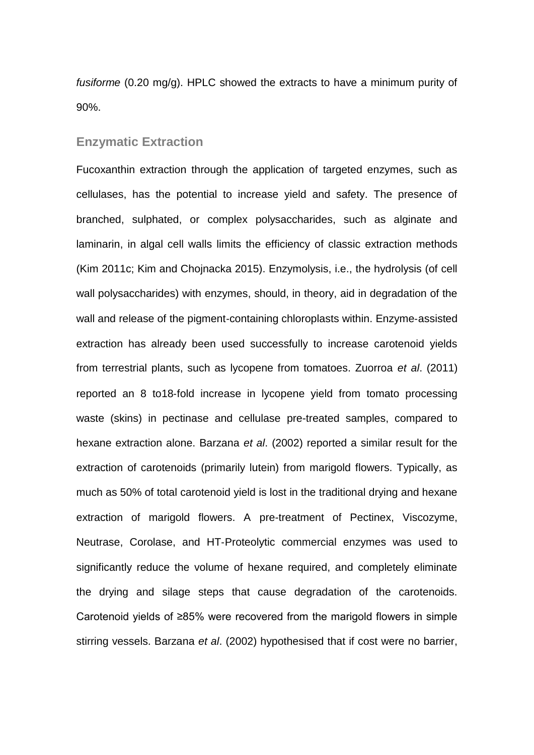*fusiforme* (0.20 mg/g). HPLC showed the extracts to have a minimum purity of 90%.

## Enzymatic Extraction

Fucoxanthin extraction through the application of targeted enzymes, such as cellulases, has the potential to increase yield and safety. The presence of branched, sulphated, or complex polysaccharides, such as alginate and laminarin, in algal cell walls limits the efficiency of classic extraction methods (Kim 2011c; Kim and Chojnacka 2015). Enzymolysis, i.e., the hydrolysis (of cell wall polysaccharides) with enzymes, should, in theory, aid in degradation of the wall and release of the pigment-containing chloroplasts within. Enzyme-assisted extraction has already been used successfully to increase carotenoid yields from terrestrial plants, such as lycopene from tomatoes. Zuorroa *et al*. (2011) reported an 8 to18-fold increase in lycopene yield from tomato processing waste (skins) in pectinase and cellulase pre-treated samples, compared to hexane extraction alone. Barzana *et al*. (2002) reported a similar result for the extraction of carotenoids (primarily lutein) from marigold flowers. Typically, as much as 50% of total carotenoid yield is lost in the traditional drying and hexane extraction of marigold flowers. A pre-treatment of Pectinex, Viscozyme, Neutrase, Corolase, and HT-Proteolytic commercial enzymes was used to significantly reduce the volume of hexane required, and completely eliminate the drying and silage steps that cause degradation of the carotenoids. Carotenoid yields of ≥85% were recovered from the marigold flowers in simple stirring vessels. Barzana *et al*. (2002) hypothesised that if cost were no barrier,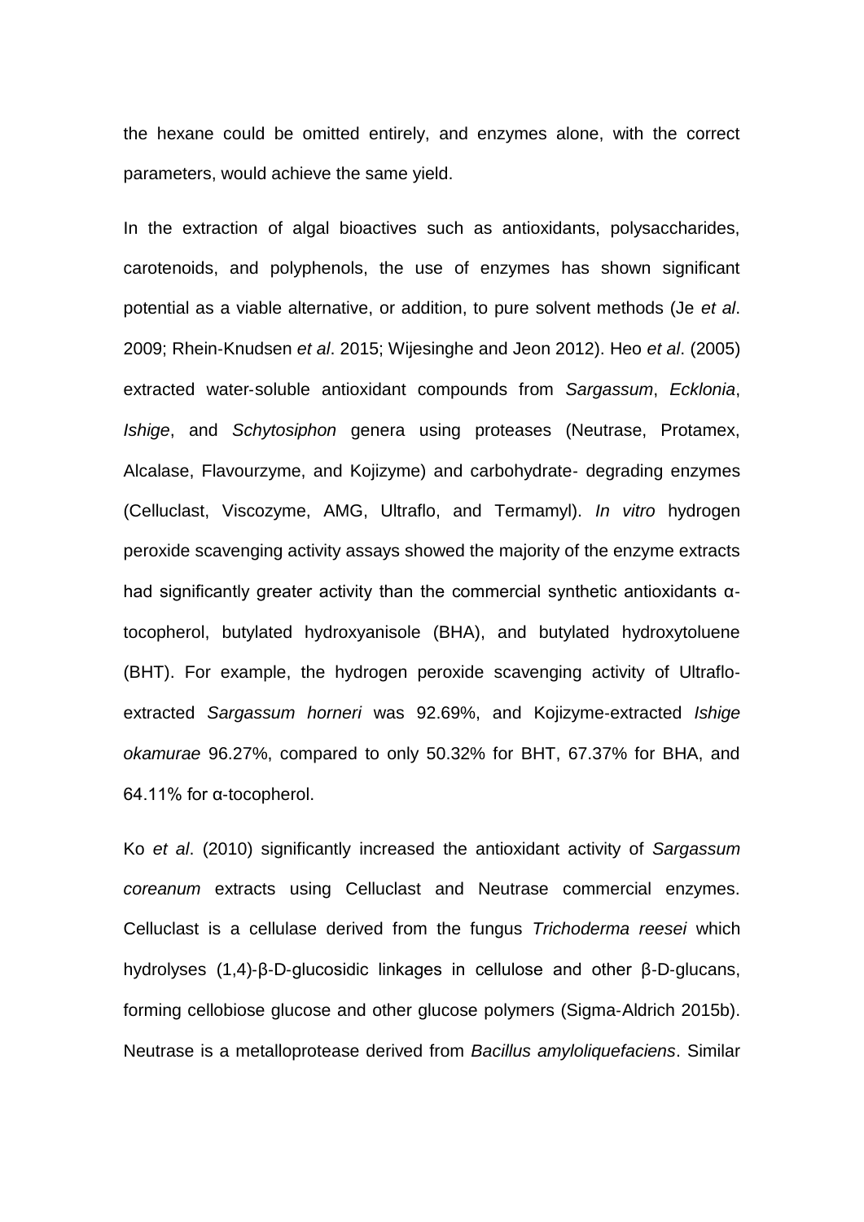the hexane could be omitted entirely, and enzymes alone, with the correct parameters, would achieve the same yield.

In the extraction of algal bioactives such as antioxidants, polysaccharides, carotenoids, and polyphenols, the use of enzymes has shown significant potential as a viable alternative, or addition, to pure solvent methods (Je *et al*. 2009; Rhein-Knudsen *et al*. 2015; Wijesinghe and Jeon 2012). Heo *et al*. (2005) extracted water-soluble antioxidant compounds from *Sargassum*, *Ecklonia*, *Ishige*, and *Schytosiphon* genera using proteases (Neutrase, Protamex, Alcalase, Flavourzyme, and Kojizyme) and carbohydrate- degrading enzymes (Celluclast, Viscozyme, AMG, Ultraflo, and Termamyl). *In vitro* hydrogen peroxide scavenging activity assays showed the majority of the enzyme extracts had significantly greater activity than the commercial synthetic antioxidants α-tocopherol, butylated hydroxyanisole (BHA), and butylated hydroxytoluene (BHT). For example, the hydrogen peroxide scavenging activity of Ultraflo-extracted *Sargassum horneri* was 92.69%, and Kojizyme-extracted *Ishige okamurae* 96.27%, compared to only 50.32% for BHT, 67.37% for BHA, and 64.11% for α-tocopherol.

Ko *et al*. (2010) significantly increased the antioxidant activity of *Sargassum coreanum* extracts using Celluclast and Neutrase commercial enzymes. Celluclast is a cellulase derived from the fungus *Trichoderma reesei* which hydrolyses (1,4)-β-D-glucosidic linkages in cellulose and other β-D-glucans, forming cellobiose glucose and other glucose polymers (Sigma-Aldrich 2015b). Neutrase is a metalloprotease derived from *Bacillus amyloliquefaciens*. Similar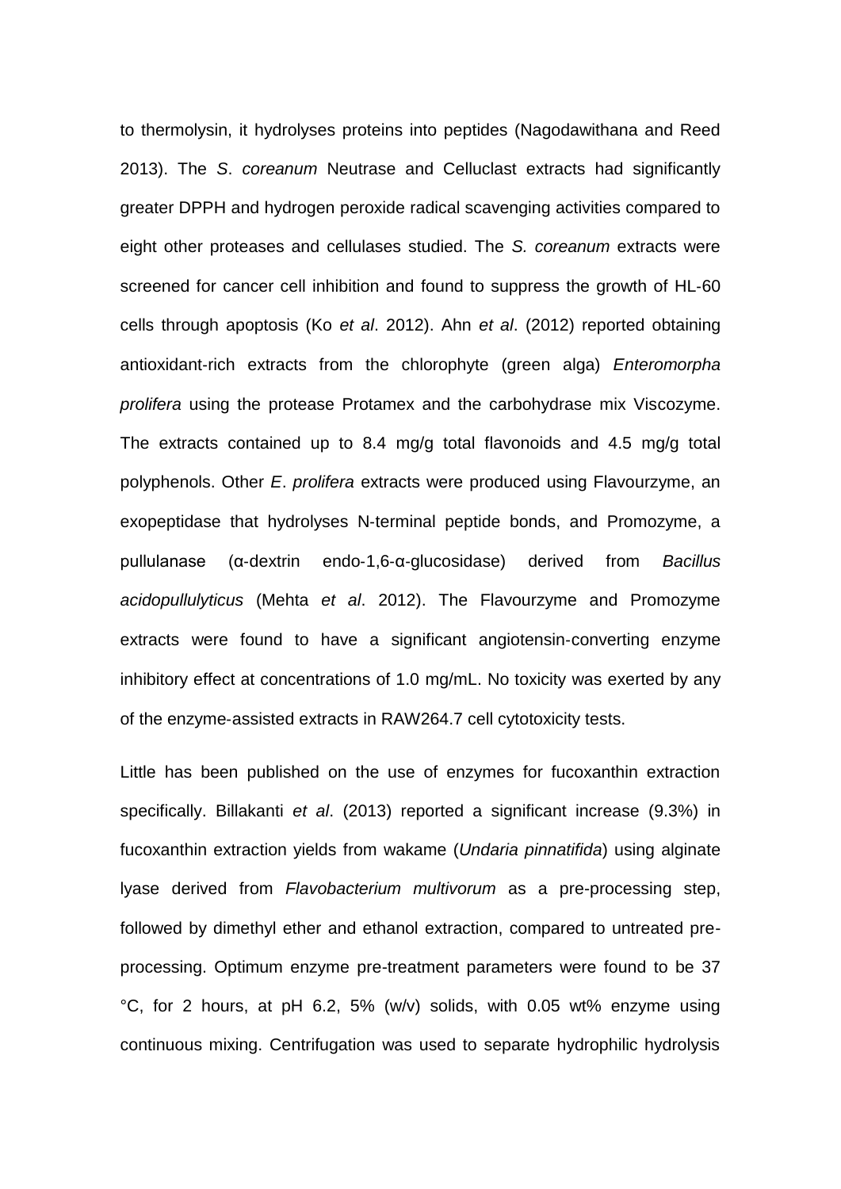to thermolysin, it hydrolyses proteins into peptides (Nagodawithana and Reed 2013). The *S*. *coreanum* Neutrase and Celluclast extracts had significantly greater DPPH and hydrogen peroxide radical scavenging activities compared to eight other proteases and cellulases studied. The *S. coreanum* extracts were screened for cancer cell inhibition and found to suppress the growth of HL-60 cells through apoptosis (Ko *et al*. 2012). Ahn *et al*. (2012) reported obtaining antioxidant-rich extracts from the chlorophyte (green alga) *Enteromorpha prolifera* using the protease Protamex and the carbohydrase mix Viscozyme. The extracts contained up to 8.4 mg/g total flavonoids and 4.5 mg/g total polyphenols. Other *E*. *prolifera* extracts were produced using Flavourzyme, an exopeptidase that hydrolyses N-terminal peptide bonds, and Promozyme, a pullulanase (α-dextrin endo-1,6-α-glucosidase) derived from *Bacillus acidopullulyticus* (Mehta *et al*. 2012). The Flavourzyme and Promozyme extracts were found to have a significant angiotensin-converting enzyme inhibitory effect at concentrations of 1.0 mg/mL. No toxicity was exerted by any of the enzyme-assisted extracts in RAW264.7 cell cytotoxicity tests.

Little has been published on the use of enzymes for fucoxanthin extraction specifically. Billakanti *et al*. (2013) reported a significant increase (9.3%) in fucoxanthin extraction yields from wakame (*Undaria pinnatifida*) using alginate lyase derived from *Flavobacterium multivorum* as a pre-processing step, followed by dimethyl ether and ethanol extraction, compared to untreated pre-processing. Optimum enzyme pre-treatment parameters were found to be 37 °C, for 2 hours, at pH 6.2, 5% (w/v) solids, with 0.05 wt% enzyme using continuous mixing. Centrifugation was used to separate hydrophilic hydrolysis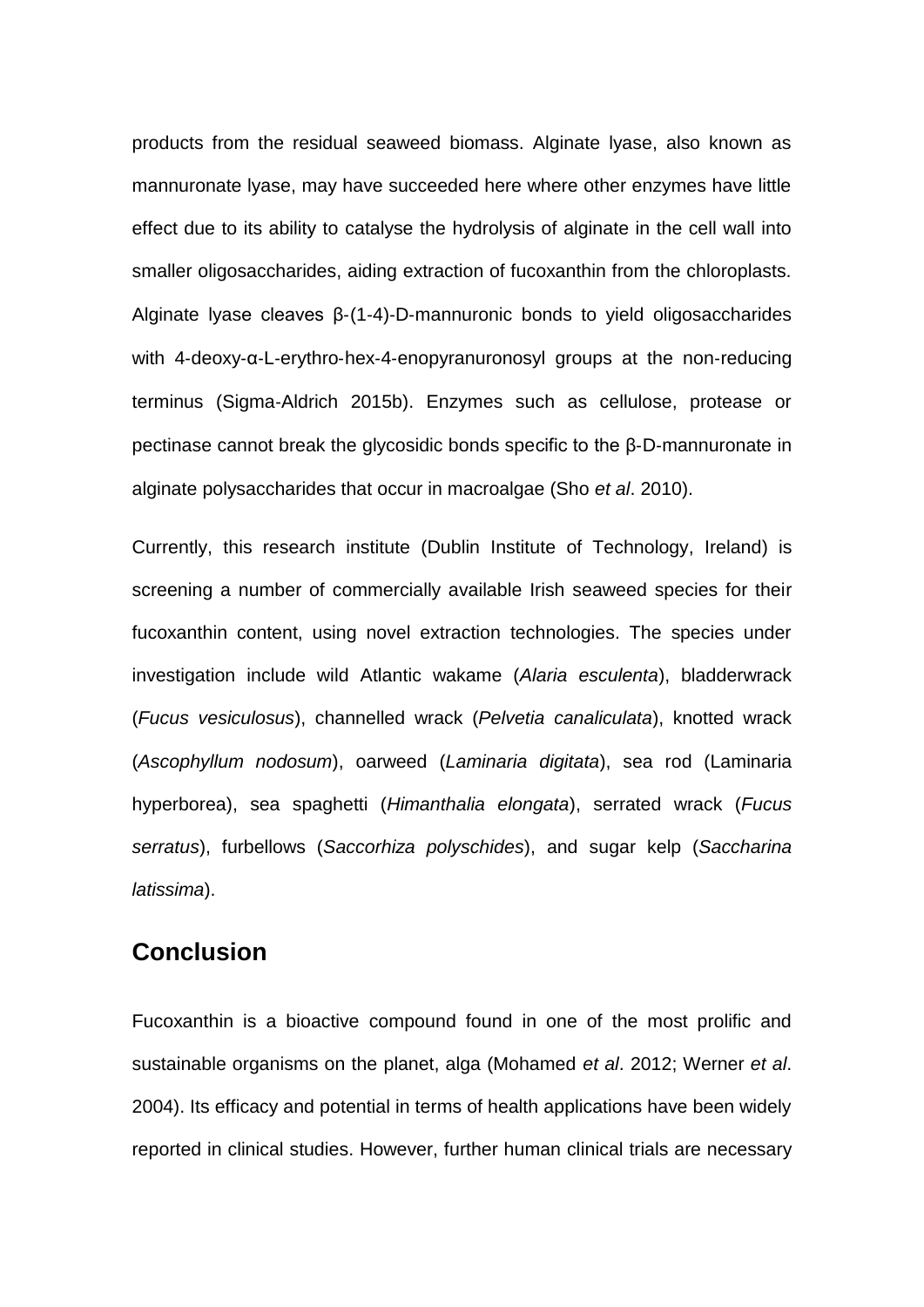products from the residual seaweed biomass. Alginate lyase, also known as mannuronate lyase, may have succeeded here where other enzymes have little effect due to its ability to catalyse the hydrolysis of alginate in the cell wall into smaller oligosaccharides, aiding extraction of fucoxanthin from the chloroplasts. Alginate lyase cleaves β-(1-4)-D-mannuronic bonds to yield oligosaccharides with 4-deoxy-α-L-erythro-hex-4-enopyranuronosyl groups at the non-reducing terminus (Sigma-Aldrich 2015b). Enzymes such as cellulose, protease or pectinase cannot break the glycosidic bonds specific to the β-D-mannuronate in alginate polysaccharides that occur in macroalgae (Sho *et al*. 2010).

Currently, this research institute (Dublin Institute of Technology, Ireland) is screening a number of commercially available Irish seaweed species for their fucoxanthin content, using novel extraction technologies. The species under investigation include wild Atlantic wakame (*Alaria esculenta*), bladderwrack (*Fucus vesiculosus*), channelled wrack (*Pelvetia canaliculata*), knotted wrack (*Ascophyllum nodosum*), oarweed (*Laminaria digitata*), sea rod (Laminaria hyperborea), sea spaghetti (*Himanthalia elongata*), serrated wrack (*Fucus serratus*), furbellows (*Saccorhiza polyschides*), and sugar kelp (*Saccharina latissima*).

## Conclusion

Fucoxanthin is a bioactive compound found in one of the most prolific and sustainable organisms on the planet, alga (Mohamed *et al*. 2012; Werner *et al*. 2004). Its efficacy and potential in terms of health applications have been widely reported in clinical studies. However, further human clinical trials are necessary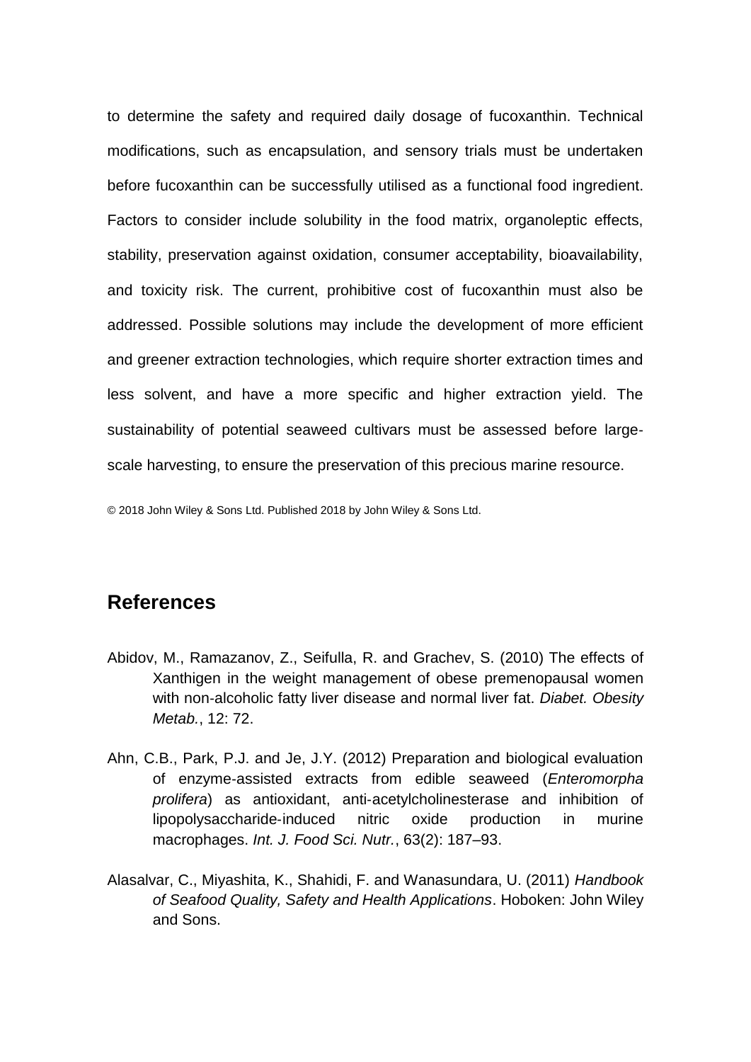to determine the safety and required daily dosage of fucoxanthin. Technical modifications, such as encapsulation, and sensory trials must be undertaken before fucoxanthin can be successfully utilised as a functional food ingredient. Factors to consider include solubility in the food matrix, organoleptic effects, stability, preservation against oxidation, consumer acceptability, bioavailability, and toxicity risk. The current, prohibitive cost of fucoxanthin must also be addressed. Possible solutions may include the development of more efficient and greener extraction technologies, which require shorter extraction times and less solvent, and have a more specific and higher extraction yield. The sustainability of potential seaweed cultivars must be assessed before large-scale harvesting, to ensure the preservation of this precious marine resource.

© 2018 John Wiley & Sons Ltd. Published 2018 by John Wiley & Sons Ltd.

## References

Abidov, M., Ramazanov, Z., Seifulla, R. and Grachev, S. (2010) The effects of Xanthigen in the weight management of obese premenopausal women with non-alcoholic fatty liver disease and normal liver fat. *Diabet. Obesity Metab.*, 12: 72.

Ahn, C.B., Park, P.J. and Je, J.Y. (2012) Preparation and biological evaluation of enzyme-assisted extracts from edible seaweed (*Enteromorpha prolifera*) as antioxidant, anti-acetylcholinesterase and inhibition of lipopolysaccharide-induced nitric oxide production in murine macrophages. *Int. J. Food Sci. Nutr.*, 63(2): 187–93.

Alasalvar, C., Miyashita, K., Shahidi, F. and Wanasundara, U. (2011) *Handbook of Seafood Quality, Safety and Health Applications*. Hoboken: John Wiley and Sons.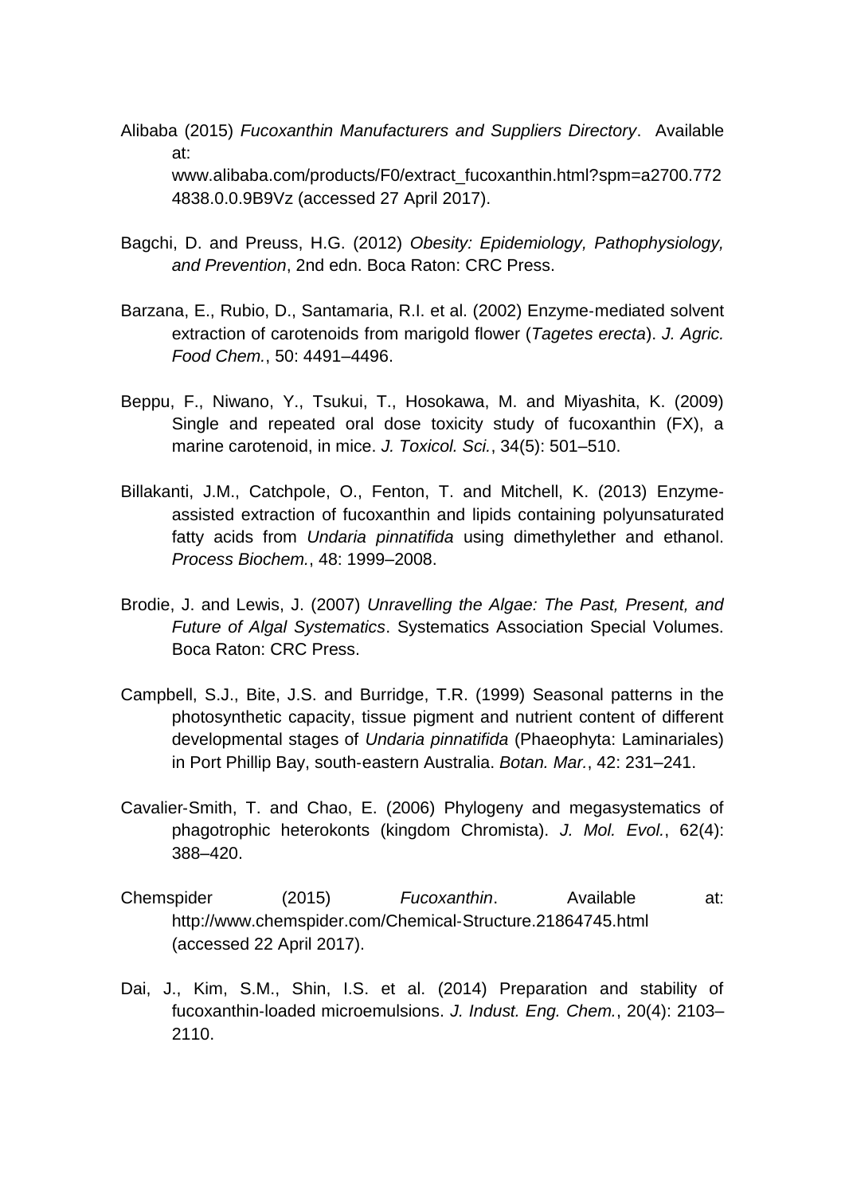Alibaba (2015) *Fucoxanthin Manufacturers and Suppliers Directory*. Available at: www.alibaba.com/products/F0/extract_fucoxanthin.html?spm=a2700.7724838.0.0.9B9Vz (accessed 27 April 2017).

Bagchi, D. and Preuss, H.G. (2012) *Obesity: Epidemiology, Pathophysiology, and Prevention*, 2nd edn. Boca Raton: CRC Press.

Barzana, E., Rubio, D., Santamaria, R.I. et al. (2002) Enzyme-mediated solvent extraction of carotenoids from marigold flower (*Tagetes erecta*). *J. Agric. Food Chem.*, 50: 4491–4496.

Beppu, F., Niwano, Y., Tsukui, T., Hosokawa, M. and Miyashita, K. (2009) Single and repeated oral dose toxicity study of fucoxanthin (FX), a marine carotenoid, in mice. *J. Toxicol. Sci.*, 34(5): 501–510.

Billakanti, J.M., Catchpole, O., Fenton, T. and Mitchell, K. (2013) Enzyme-assisted extraction of fucoxanthin and lipids containing polyunsaturated fatty acids from *Undaria pinnatifida* using dimethylether and ethanol. *Process Biochem.*, 48: 1999–2008.

Brodie, J. and Lewis, J. (2007) *Unravelling the Algae: The Past, Present, and Future of Algal Systematics*. Systematics Association Special Volumes. Boca Raton: CRC Press.

Campbell, S.J., Bite, J.S. and Burridge, T.R. (1999) Seasonal patterns in the photosynthetic capacity, tissue pigment and nutrient content of different developmental stages of *Undaria pinnatifida* (Phaeophyta: Laminariales) in Port Phillip Bay, south-eastern Australia. *Botan. Mar.*, 42: 231–241.

Cavalier-Smith, T. and Chao, E. (2006) Phylogeny and megasystematics of phagotrophic heterokonts (kingdom Chromista). *J. Mol. Evol.*, 62(4): 388–420.

Chemspider (2015) *Fucoxanthin*. Available at: http://www.chemspider.com/Chemical-Structure.21864745.html (accessed 22 April 2017).

Dai, J., Kim, S.M., Shin, I.S. et al. (2014) Preparation and stability of fucoxanthin-loaded microemulsions. *J. Indust. Eng. Chem.*, 20(4): 2103–2110.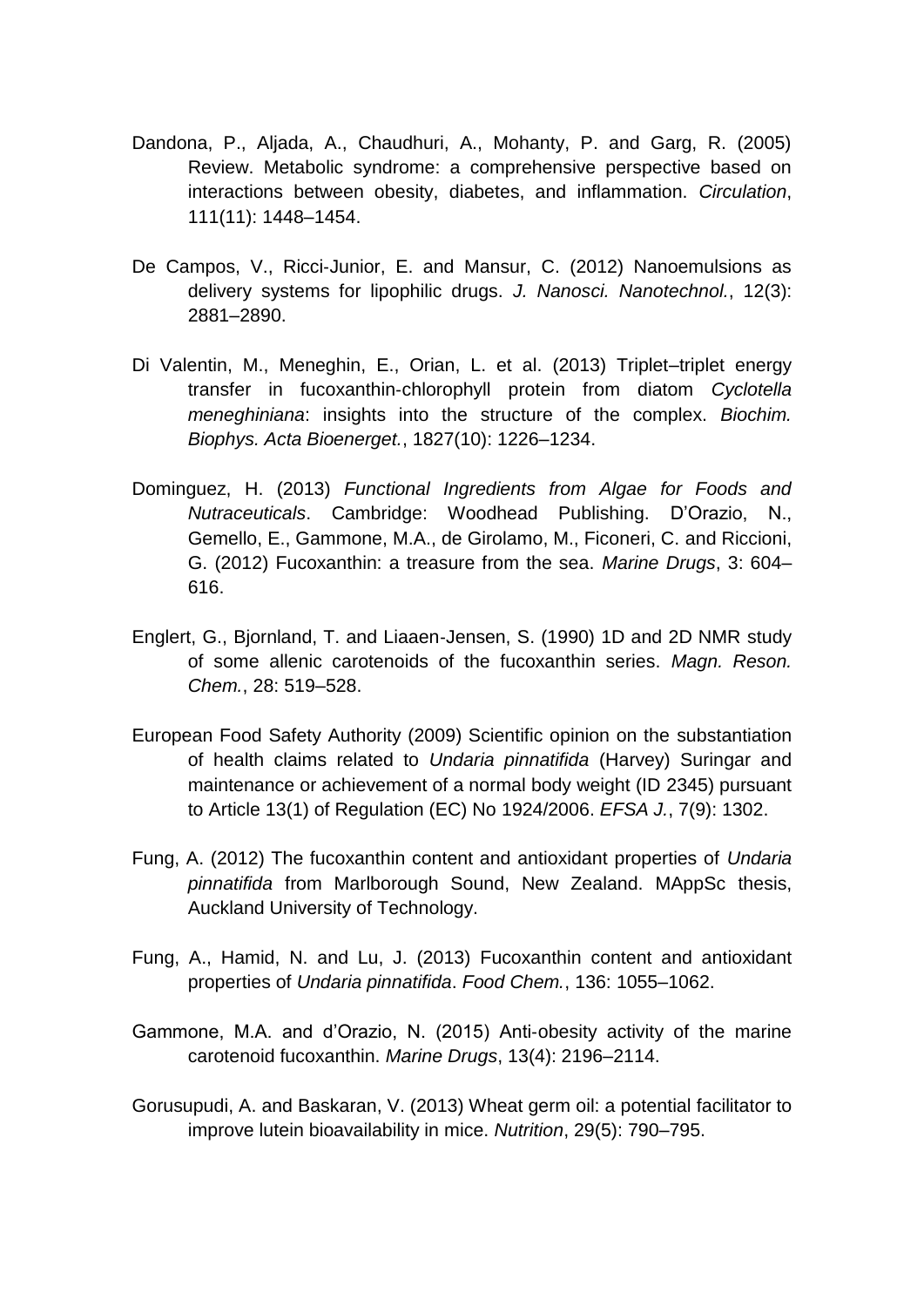Dandona, P., Aljada, A., Chaudhuri, A., Mohanty, P. and Garg, R. (2005) Review. Metabolic syndrome: a comprehensive perspective based on interactions between obesity, diabetes, and inflammation. *Circulation*, 111(11): 1448–1454.

De Campos, V., Ricci-Junior, E. and Mansur, C. (2012) Nanoemulsions as delivery systems for lipophilic drugs. *J. Nanosci. Nanotechnol.*, 12(3): 2881–2890.

Di Valentin, M., Meneghin, E., Orian, L. et al. (2013) Triplet–triplet energy transfer in fucoxanthin-chlorophyll protein from diatom *Cyclotella meneghiniana*: insights into the structure of the complex. *Biochim. Biophys. Acta Bioenerget.*, 1827(10): 1226–1234.

Dominguez, H. (2013) *Functional Ingredients from Algae for Foods and Nutraceuticals*. Cambridge: Woodhead Publishing. D'Orazio, N., Gemello, E., Gammone, M.A., de Girolamo, M., Ficoneri, C. and Riccioni, G. (2012) Fucoxanthin: a treasure from the sea. *Marine Drugs*, 3: 604–616.

Englert, G., Bjornland, T. and Liaaen-Jensen, S. (1990) 1D and 2D NMR study of some allenic carotenoids of the fucoxanthin series. *Magn. Reson. Chem.*, 28: 519–528.

European Food Safety Authority (2009) Scientific opinion on the substantiation of health claims related to *Undaria pinnatifida* (Harvey) Suringar and maintenance or achievement of a normal body weight (ID 2345) pursuant to Article 13(1) of Regulation (EC) No 1924/2006. *EFSA J.*, 7(9): 1302.

Fung, A. (2012) The fucoxanthin content and antioxidant properties of *Undaria pinnatifida* from Marlborough Sound, New Zealand. MAppSc thesis, Auckland University of Technology.

Fung, A., Hamid, N. and Lu, J. (2013) Fucoxanthin content and antioxidant properties of *Undaria pinnatifida*. *Food Chem.*, 136: 1055–1062.

Gammone, M.A. and d'Orazio, N. (2015) Anti-obesity activity of the marine carotenoid fucoxanthin. *Marine Drugs*, 13(4): 2196–2114.

Gorusupudi, A. and Baskaran, V. (2013) Wheat germ oil: a potential facilitator to improve lutein bioavailability in mice. *Nutrition*, 29(5): 790–795.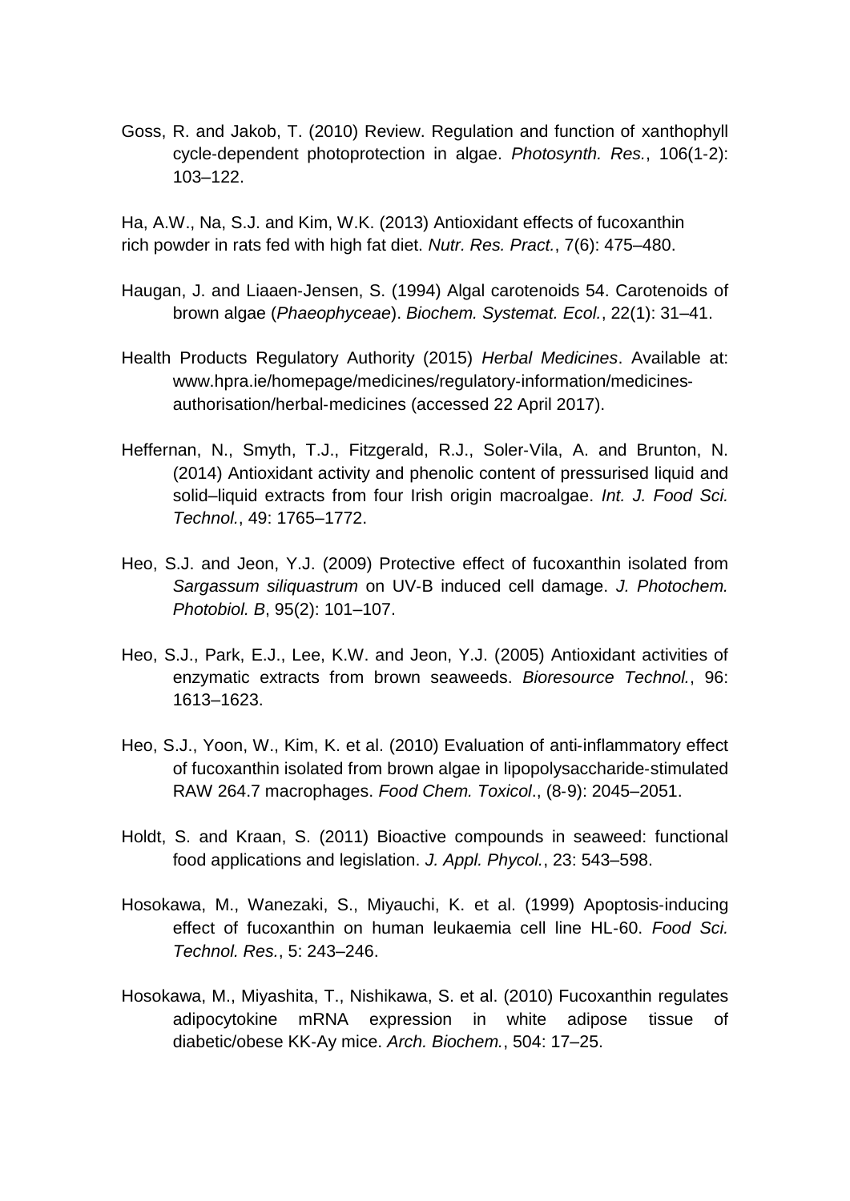Goss, R. and Jakob, T. (2010) Review. Regulation and function of xanthophyll cycle-dependent photoprotection in algae. *Photosynth. Res.*, 106(1-2): 103–122.

Ha, A.W., Na, S.J. and Kim, W.K. (2013) Antioxidant effects of fucoxanthin rich powder in rats fed with high fat diet. *Nutr. Res. Pract.*, 7(6): 475–480.

Haugan, J. and Liaaen-Jensen, S. (1994) Algal carotenoids 54. Carotenoids of brown algae (*Phaeophyceae*). *Biochem. Systemat. Ecol.*, 22(1): 31–41.

Health Products Regulatory Authority (2015) *Herbal Medicines*. Available at: www.hpra.ie/homepage/medicines/regulatory-information/medicines-authorisation/herbal-medicines (accessed 22 April 2017).

Heffernan, N., Smyth, T.J., Fitzgerald, R.J., Soler-Vila, A. and Brunton, N. (2014) Antioxidant activity and phenolic content of pressurised liquid and solid–liquid extracts from four Irish origin macroalgae. *Int. J. Food Sci. Technol.*, 49: 1765–1772.

Heo, S.J. and Jeon, Y.J. (2009) Protective effect of fucoxanthin isolated from *Sargassum siliquastrum* on UV-B induced cell damage. *J. Photochem. Photobiol. B*, 95(2): 101–107.

Heo, S.J., Park, E.J., Lee, K.W. and Jeon, Y.J. (2005) Antioxidant activities of enzymatic extracts from brown seaweeds. *Bioresource Technol.*, 96: 1613–1623.

Heo, S.J., Yoon, W., Kim, K. et al. (2010) Evaluation of anti-inflammatory effect of fucoxanthin isolated from brown algae in lipopolysaccharide-stimulated RAW 264.7 macrophages. *Food Chem. Toxicol*., (8-9): 2045–2051.

Holdt, S. and Kraan, S. (2011) Bioactive compounds in seaweed: functional food applications and legislation. *J. Appl. Phycol.*, 23: 543–598.

Hosokawa, M., Wanezaki, S., Miyauchi, K. et al. (1999) Apoptosis-inducing effect of fucoxanthin on human leukaemia cell line HL-60. *Food Sci. Technol. Res.*, 5: 243–246.

Hosokawa, M., Miyashita, T., Nishikawa, S. et al. (2010) Fucoxanthin regulates adipocytokine mRNA expression in white adipose tissue of diabetic/obese KK-Ay mice. *Arch. Biochem.*, 504: 17–25.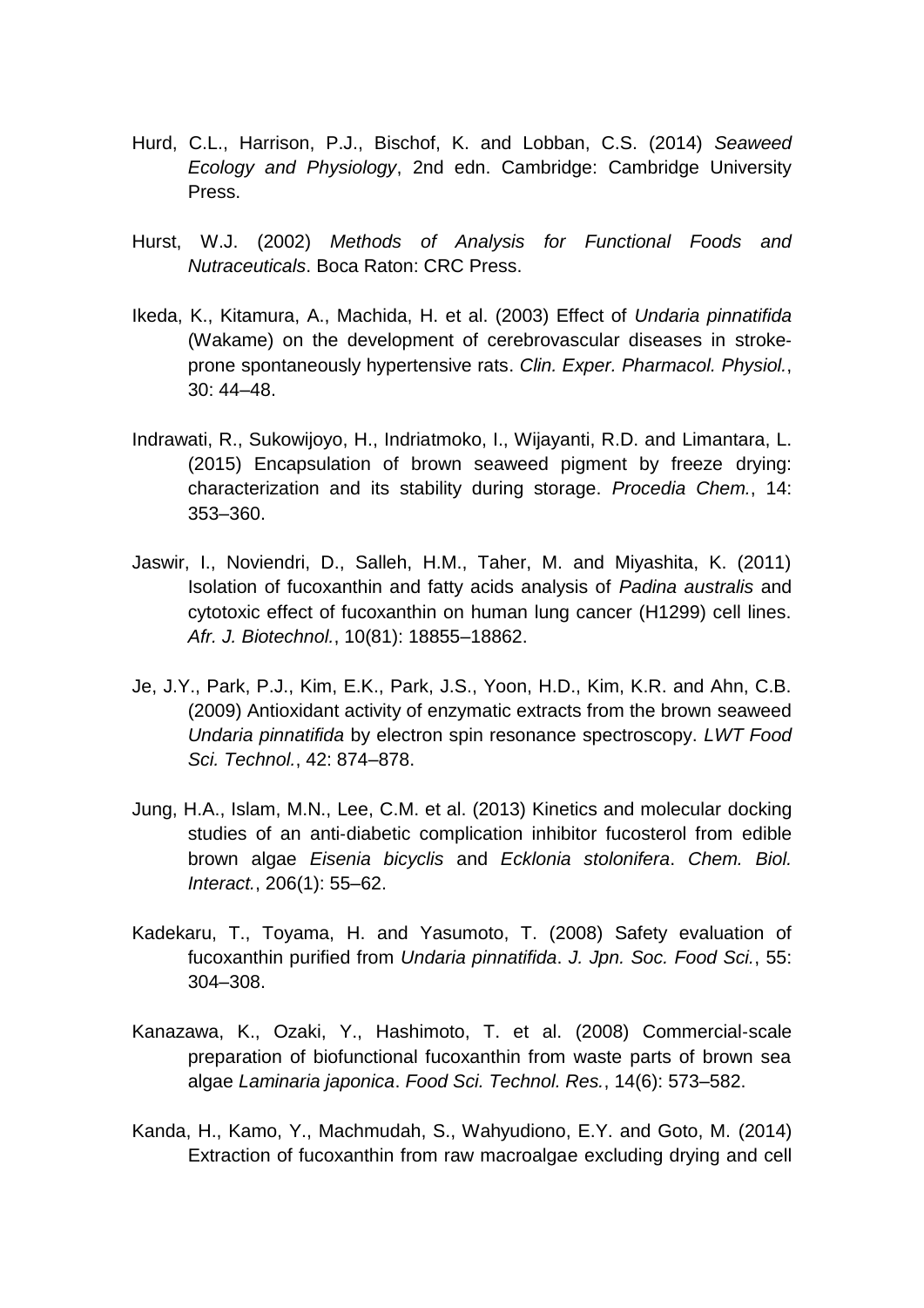Hurd, C.L., Harrison, P.J., Bischof, K. and Lobban, C.S. (2014) *Seaweed Ecology and Physiology*, 2nd edn. Cambridge: Cambridge University Press.

Hurst, W.J. (2002) *Methods of Analysis for Functional Foods and Nutraceuticals*. Boca Raton: CRC Press.

Ikeda, K., Kitamura, A., Machida, H. et al. (2003) Effect of *Undaria pinnatifida* (Wakame) on the development of cerebrovascular diseases in stroke-prone spontaneously hypertensive rats. *Clin. Exper. Pharmacol. Physiol.*, 30: 44–48.

Indrawati, R., Sukowijoyo, H., Indriatmoko, I., Wijayanti, R.D. and Limantara, L. (2015) Encapsulation of brown seaweed pigment by freeze drying: characterization and its stability during storage. *Procedia Chem.*, 14: 353–360.

Jaswir, I., Noviendri, D., Salleh, H.M., Taher, M. and Miyashita, K. (2011) Isolation of fucoxanthin and fatty acids analysis of *Padina australis* and cytotoxic effect of fucoxanthin on human lung cancer (H1299) cell lines. *Afr. J. Biotechnol.*, 10(81): 18855–18862.

Je, J.Y., Park, P.J., Kim, E.K., Park, J.S., Yoon, H.D., Kim, K.R. and Ahn, C.B. (2009) Antioxidant activity of enzymatic extracts from the brown seaweed *Undaria pinnatifida* by electron spin resonance spectroscopy. *LWT Food Sci. Technol.*, 42: 874–878.

Jung, H.A., Islam, M.N., Lee, C.M. et al. (2013) Kinetics and molecular docking studies of an anti-diabetic complication inhibitor fucosterol from edible brown algae *Eisenia bicyclis* and *Ecklonia stolonifera*. *Chem. Biol. Interact.*, 206(1): 55–62.

Kadekaru, T., Toyama, H. and Yasumoto, T. (2008) Safety evaluation of fucoxanthin purified from *Undaria pinnatifida*. *J. Jpn. Soc. Food Sci.*, 55: 304–308.

Kanazawa, K., Ozaki, Y., Hashimoto, T. et al. (2008) Commercial-scale preparation of biofunctional fucoxanthin from waste parts of brown sea algae *Laminaria japonica*. *Food Sci. Technol. Res.*, 14(6): 573–582.

Kanda, H., Kamo, Y., Machmudah, S., Wahyudiono, E.Y. and Goto, M. (2014) Extraction of fucoxanthin from raw macroalgae excluding drying and cell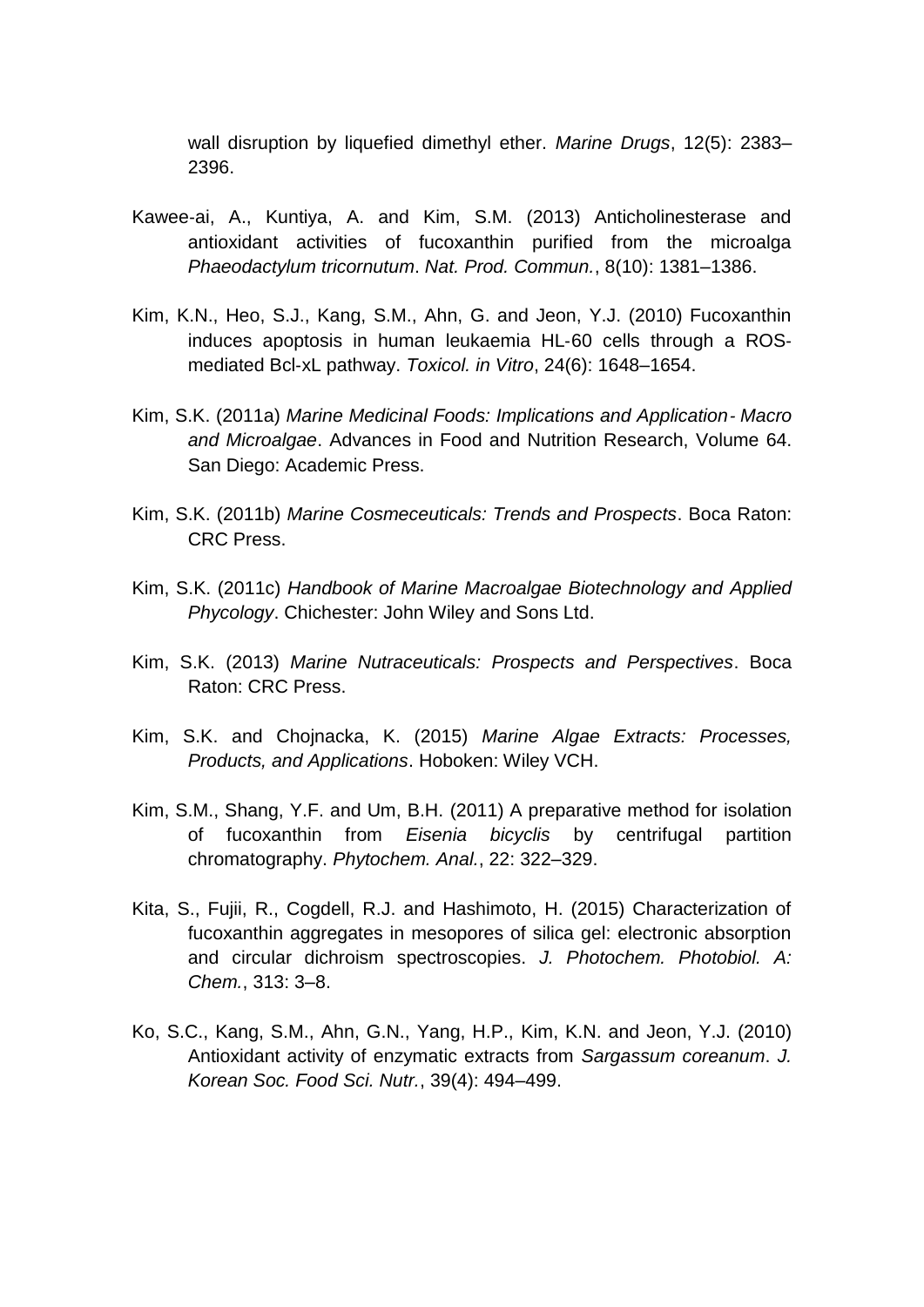wall disruption by liquefied dimethyl ether. *Marine Drugs*, 12(5): 2383–2396.

Kawee-ai, A., Kuntiya, A. and Kim, S.M. (2013) Anticholinesterase and antioxidant activities of fucoxanthin purified from the microalga *Phaeodactylum tricornutum*. *Nat. Prod. Commun.*, 8(10): 1381–1386.

Kim, K.N., Heo, S.J., Kang, S.M., Ahn, G. and Jeon, Y.J. (2010) Fucoxanthin induces apoptosis in human leukaemia HL-60 cells through a ROS-mediated Bcl-xL pathway. *Toxicol. in Vitro*, 24(6): 1648–1654.

Kim, S.K. (2011a) *Marine Medicinal Foods: Implications and Application - Macro and Microalgae*. Advances in Food and Nutrition Research, Volume 64. San Diego: Academic Press.

Kim, S.K. (2011b) *Marine Cosmeceuticals: Trends and Prospects*. Boca Raton: CRC Press.

Kim, S.K. (2011c) *Handbook of Marine Macroalgae Biotechnology and Applied Phycology*. Chichester: John Wiley and Sons Ltd.

Kim, S.K. (2013) *Marine Nutraceuticals: Prospects and Perspectives*. Boca Raton: CRC Press.

Kim, S.K. and Chojnacka, K. (2015) *Marine Algae Extracts: Processes, Products, and Applications*. Hoboken: Wiley VCH.

Kim, S.M., Shang, Y.F. and Um, B.H. (2011) A preparative method for isolation of fucoxanthin from *Eisenia bicyclis* by centrifugal partition chromatography. *Phytochem. Anal.*, 22: 322–329.

Kita, S., Fujii, R., Cogdell, R.J. and Hashimoto, H. (2015) Characterization of fucoxanthin aggregates in mesopores of silica gel: electronic absorption and circular dichroism spectroscopies. *J. Photochem. Photobiol. A: Chem.*, 313: 3–8.

Ko, S.C., Kang, S.M., Ahn, G.N., Yang, H.P., Kim, K.N. and Jeon, Y.J. (2010) Antioxidant activity of enzymatic extracts from *Sargassum coreanum*. *J. Korean Soc. Food Sci. Nutr.*, 39(4): 494–499.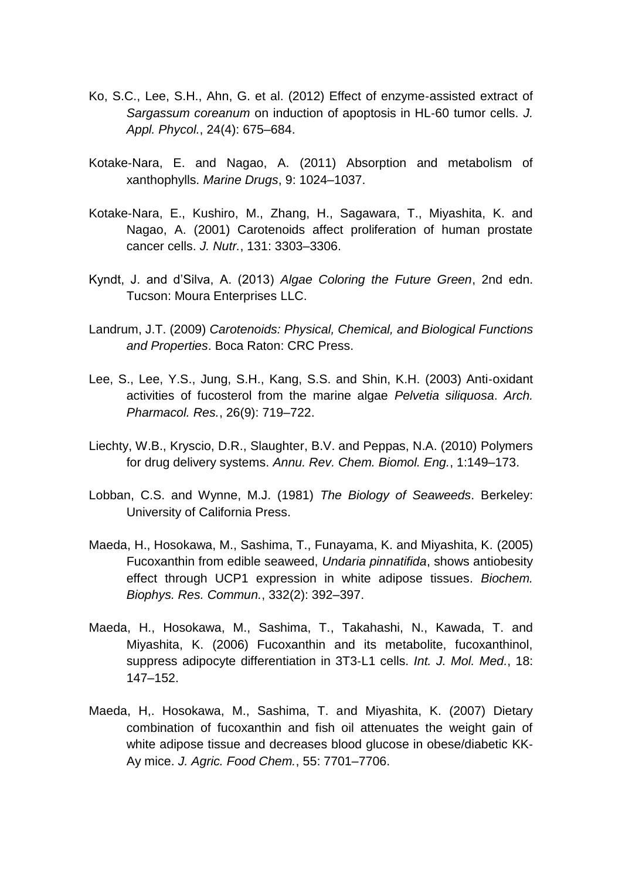Ko, S.C., Lee, S.H., Ahn, G. et al. (2012) Effect of enzyme-assisted extract of *Sargassum coreanum* on induction of apoptosis in HL-60 tumor cells. *J. Appl. Phycol.*, 24(4): 675–684.

Kotake-Nara, E. and Nagao, A. (2011) Absorption and metabolism of xanthophylls. *Marine Drugs*, 9: 1024–1037.

Kotake-Nara, E., Kushiro, M., Zhang, H., Sagawara, T., Miyashita, K. and Nagao, A. (2001) Carotenoids affect proliferation of human prostate cancer cells. *J. Nutr.*, 131: 3303–3306.

Kyndt, J. and d'Silva, A. (2013) *Algae Coloring the Future Green*, 2nd edn. Tucson: Moura Enterprises LLC.

Landrum, J.T. (2009) *Carotenoids: Physical, Chemical, and Biological Functions and Properties*. Boca Raton: CRC Press.

Lee, S., Lee, Y.S., Jung, S.H., Kang, S.S. and Shin, K.H. (2003) Anti-oxidant activities of fucosterol from the marine algae *Pelvetia siliquosa*. *Arch. Pharmacol. Res.*, 26(9): 719–722.

Liechty, W.B., Kryscio, D.R., Slaughter, B.V. and Peppas, N.A. (2010) Polymers for drug delivery systems. *Annu. Rev. Chem. Biomol. Eng.*, 1:149–173.

Lobban, C.S. and Wynne, M.J. (1981) *The Biology of Seaweeds*. Berkeley: University of California Press.

Maeda, H., Hosokawa, M., Sashima, T., Funayama, K. and Miyashita, K. (2005) Fucoxanthin from edible seaweed, *Undaria pinnatifida*, shows antiobesity effect through UCP1 expression in white adipose tissues. *Biochem. Biophys. Res. Commun.*, 332(2): 392–397.

Maeda, H., Hosokawa, M., Sashima, T., Takahashi, N., Kawada, T. and Miyashita, K. (2006) Fucoxanthin and its metabolite, fucoxanthinol, suppress adipocyte differentiation in 3T3-L1 cells. *Int. J. Mol. Med.*, 18: 147–152.

Maeda, H,. Hosokawa, M., Sashima, T. and Miyashita, K. (2007) Dietary combination of fucoxanthin and fish oil attenuates the weight gain of white adipose tissue and decreases blood glucose in obese/diabetic KK-Ay mice. *J. Agric. Food Chem.*, 55: 7701–7706.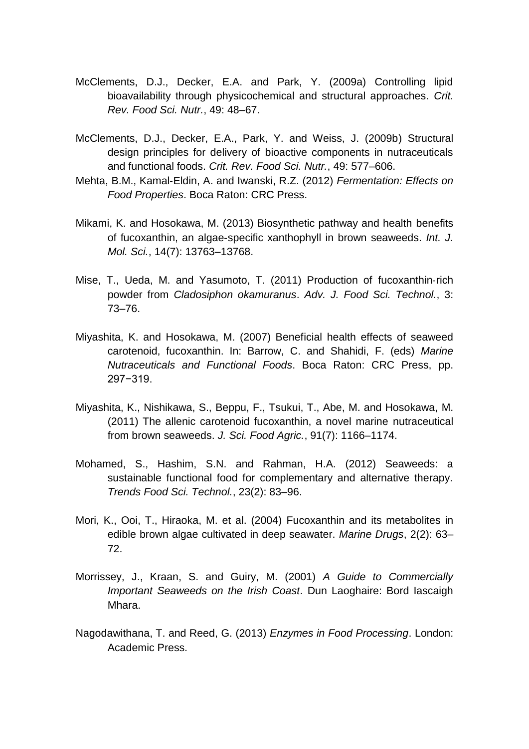McClements, D.J., Decker, E.A. and Park, Y. (2009a) Controlling lipid bioavailability through physicochemical and structural approaches. *Crit. Rev. Food Sci. Nutr.*, 49: 48–67.

McClements, D.J., Decker, E.A., Park, Y. and Weiss, J. (2009b) Structural design principles for delivery of bioactive components in nutraceuticals and functional foods. *Crit. Rev. Food Sci. Nutr.*, 49: 577–606.

Mehta, B.M., Kamal-Eldin, A. and Iwanski, R.Z. (2012) *Fermentation: Effects on Food Properties*. Boca Raton: CRC Press.

Mikami, K. and Hosokawa, M. (2013) Biosynthetic pathway and health benefits of fucoxanthin, an algae-specific xanthophyll in brown seaweeds. *Int. J. Mol. Sci.*, 14(7): 13763–13768.

Mise, T., Ueda, M. and Yasumoto, T. (2011) Production of fucoxanthin-rich powder from *Cladosiphon okamuranus*. *Adv. J. Food Sci. Technol.*, 3: 73–76.

Miyashita, K. and Hosokawa, M. (2007) Beneficial health effects of seaweed carotenoid, fucoxanthin. In: Barrow, C. and Shahidi, F. (eds) *Marine Nutraceuticals and Functional Foods*. Boca Raton: CRC Press, pp. 297−319.

Miyashita, K., Nishikawa, S., Beppu, F., Tsukui, T., Abe, M. and Hosokawa, M. (2011) The allenic carotenoid fucoxanthin, a novel marine nutraceutical from brown seaweeds. *J. Sci. Food Agric.*, 91(7): 1166–1174.

Mohamed, S., Hashim, S.N. and Rahman, H.A. (2012) Seaweeds: a sustainable functional food for complementary and alternative therapy. *Trends Food Sci. Technol.*, 23(2): 83–96.

Mori, K., Ooi, T., Hiraoka, M. et al. (2004) Fucoxanthin and its metabolites in edible brown algae cultivated in deep seawater. *Marine Drugs*, 2(2): 63–72.

Morrissey, J., Kraan, S. and Guiry, M. (2001) *A Guide to Commercially Important Seaweeds on the Irish Coast*. Dun Laoghaire: Bord Iascaigh Mhara.

Nagodawithana, T. and Reed, G. (2013) *Enzymes in Food Processing*. London: Academic Press.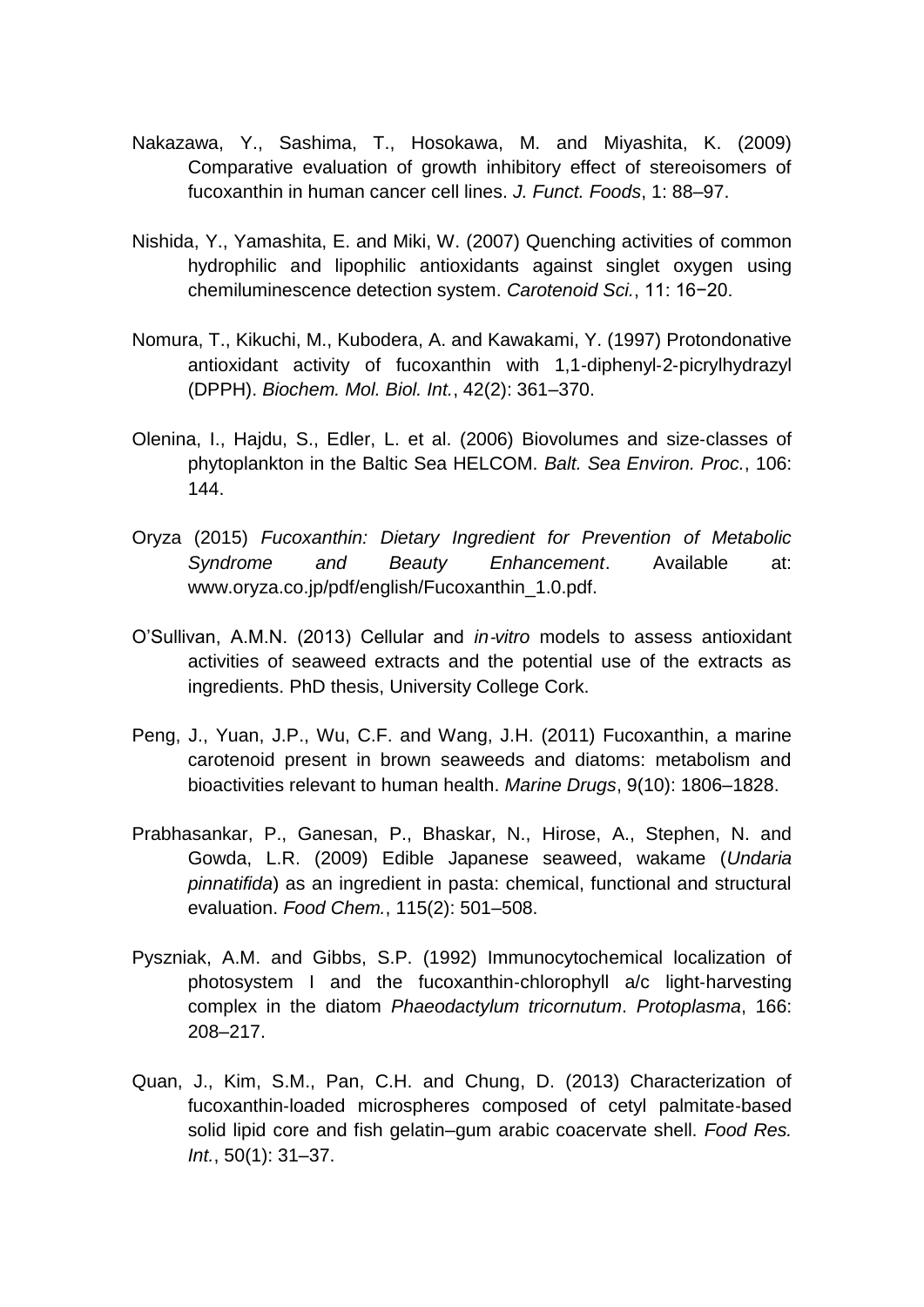Nakazawa, Y., Sashima, T., Hosokawa, M. and Miyashita, K. (2009) Comparative evaluation of growth inhibitory effect of stereoisomers of fucoxanthin in human cancer cell lines. *J. Funct. Foods*, 1: 88–97.

Nishida, Y., Yamashita, E. and Miki, W. (2007) Quenching activities of common hydrophilic and lipophilic antioxidants against singlet oxygen using chemiluminescence detection system. *Carotenoid Sci.*, 11: 16−20.

Nomura, T., Kikuchi, M., Kubodera, A. and Kawakami, Y. (1997) Protondonative antioxidant activity of fucoxanthin with 1,1-diphenyl-2-picrylhydrazyl (DPPH). *Biochem. Mol. Biol. Int.*, 42(2): 361–370.

Olenina, I., Hajdu, S., Edler, L. et al. (2006) Biovolumes and size-classes of phytoplankton in the Baltic Sea HELCOM. *Balt. Sea Environ. Proc.*, 106: 144.

Oryza (2015) *Fucoxanthin: Dietary Ingredient for Prevention of Metabolic Syndrome and Beauty Enhancement*. Available at: www.oryza.co.jp/pdf/english/Fucoxanthin_1.0.pdf.

O'Sullivan, A.M.N. (2013) Cellular and *in-vitro* models to assess antioxidant activities of seaweed extracts and the potential use of the extracts as ingredients. PhD thesis, University College Cork.

Peng, J., Yuan, J.P., Wu, C.F. and Wang, J.H. (2011) Fucoxanthin, a marine carotenoid present in brown seaweeds and diatoms: metabolism and bioactivities relevant to human health. *Marine Drugs*, 9(10): 1806–1828.

Prabhasankar, P., Ganesan, P., Bhaskar, N., Hirose, A., Stephen, N. and Gowda, L.R. (2009) Edible Japanese seaweed, wakame (*Undaria pinnatifida*) as an ingredient in pasta: chemical, functional and structural evaluation. *Food Chem.*, 115(2): 501–508.

Pyszniak, A.M. and Gibbs, S.P. (1992) Immunocytochemical localization of photosystem I and the fucoxanthin-chlorophyll a/c light-harvesting complex in the diatom *Phaeodactylum tricornutum*. *Protoplasma*, 166: 208–217.

Quan, J., Kim, S.M., Pan, C.H. and Chung, D. (2013) Characterization of fucoxanthin-loaded microspheres composed of cetyl palmitate-based solid lipid core and fish gelatin–gum arabic coacervate shell. *Food Res. Int.*, 50(1): 31–37.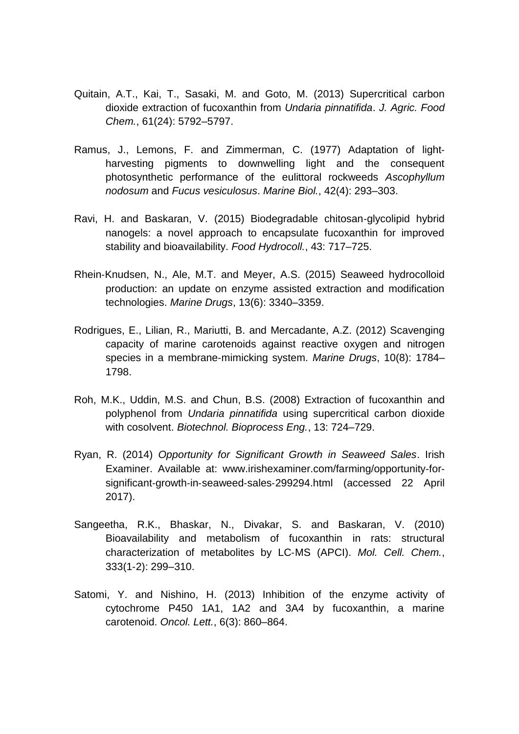Quitain, A.T., Kai, T., Sasaki, M. and Goto, M. (2013) Supercritical carbon dioxide extraction of fucoxanthin from *Undaria pinnatifida*. *J. Agric. Food Chem.*, 61(24): 5792–5797.

Ramus, J., Lemons, F. and Zimmerman, C. (1977) Adaptation of light-harvesting pigments to downwelling light and the consequent photosynthetic performance of the eulittoral rockweeds *Ascophyllum nodosum* and *Fucus vesiculosus*. *Marine Biol.*, 42(4): 293–303.

Ravi, H. and Baskaran, V. (2015) Biodegradable chitosan-glycolipid hybrid nanogels: a novel approach to encapsulate fucoxanthin for improved stability and bioavailability. *Food Hydrocoll.*, 43: 717–725.

Rhein-Knudsen, N., Ale, M.T. and Meyer, A.S. (2015) Seaweed hydrocolloid production: an update on enzyme assisted extraction and modification technologies. *Marine Drugs*, 13(6): 3340–3359.

Rodrigues, E., Lilian, R., Mariutti, B. and Mercadante, A.Z. (2012) Scavenging capacity of marine carotenoids against reactive oxygen and nitrogen species in a membrane-mimicking system. *Marine Drugs*, 10(8): 1784–1798.

Roh, M.K., Uddin, M.S. and Chun, B.S. (2008) Extraction of fucoxanthin and polyphenol from *Undaria pinnatifida* using supercritical carbon dioxide with cosolvent. *Biotechnol. Bioprocess Eng.*, 13: 724–729.

Ryan, R. (2014) *Opportunity for Significant Growth in Seaweed Sales*. Irish Examiner. Available at: www.irishexaminer.com/farming/opportunity-for-significant-growth-in-seaweed-sales-299294.html (accessed 22 April 2017).

Sangeetha, R.K., Bhaskar, N., Divakar, S. and Baskaran, V. (2010) Bioavailability and metabolism of fucoxanthin in rats: structural characterization of metabolites by LC-MS (APCI). *Mol. Cell. Chem.*, 333(1-2): 299–310.

Satomi, Y. and Nishino, H. (2013) Inhibition of the enzyme activity of cytochrome P450 1A1, 1A2 and 3A4 by fucoxanthin, a marine carotenoid. *Oncol. Lett.*, 6(3): 860–864.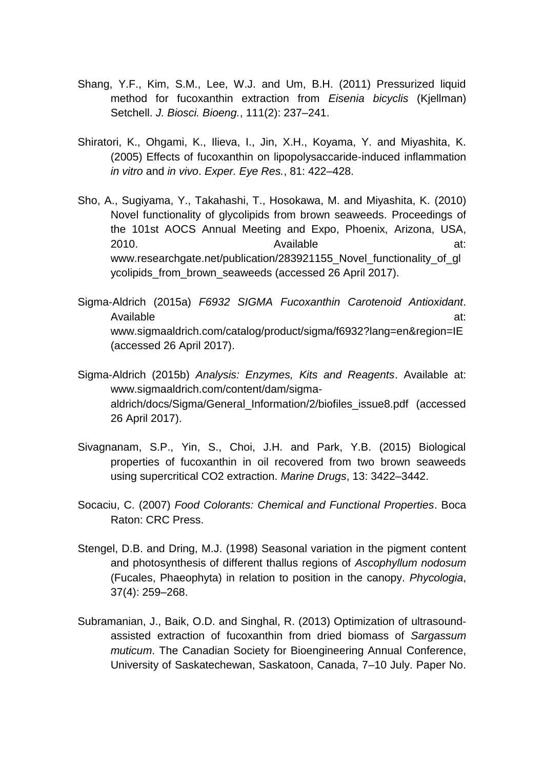Shang, Y.F., Kim, S.M., Lee, W.J. and Um, B.H. (2011) Pressurized liquid method for fucoxanthin extraction from *Eisenia bicyclis* (Kjellman) Setchell. *J. Biosci. Bioeng.*, 111(2): 237–241.

Shiratori, K., Ohgami, K., Ilieva, I., Jin, X.H., Koyama, Y. and Miyashita, K. (2005) Effects of fucoxanthin on lipopolysaccaride-induced inflammation *in vitro* and *in vivo*. *Exper. Eye Res.*, 81: 422–428.

Sho, A., Sugiyama, Y., Takahashi, T., Hosokawa, M. and Miyashita, K. (2010) Novel functionality of glycolipids from brown seaweeds. Proceedings of the 101st AOCS Annual Meeting and Expo, Phoenix, Arizona, USA, 2010. Available at: www.researchgate.net/publication/283921155_Novel_functionality_of_glycolipids_from_brown_seaweeds (accessed 26 April 2017).

Sigma-Aldrich (2015a) *F6932 SIGMA Fucoxanthin Carotenoid Antioxidant*. Available at: www.sigmaaldrich.com/catalog/product/sigma/f6932?lang=en&region=IE (accessed 26 April 2017).

Sigma-Aldrich (2015b) *Analysis: Enzymes, Kits and Reagents*. Available at: www.sigmaaldrich.com/content/dam/sigma-aldrich/docs/Sigma/General_Information/2/biofiles_issue8.pdf (accessed 26 April 2017).

Sivagnanam, S.P., Yin, S., Choi, J.H. and Park, Y.B. (2015) Biological properties of fucoxanthin in oil recovered from two brown seaweeds using supercritical CO2 extraction. *Marine Drugs*, 13: 3422–3442.

Socaciu, C. (2007) *Food Colorants: Chemical and Functional Properties*. Boca Raton: CRC Press.

Stengel, D.B. and Dring, M.J. (1998) Seasonal variation in the pigment content and photosynthesis of different thallus regions of *Ascophyllum nodosum* (Fucales, Phaeophyta) in relation to position in the canopy. *Phycologia*, 37(4): 259–268.

Subramanian, J., Baik, O.D. and Singhal, R. (2013) Optimization of ultrasound-assisted extraction of fucoxanthin from dried biomass of *Sargassum muticum*. The Canadian Society for Bioengineering Annual Conference, University of Saskatechewan, Saskatoon, Canada, 7–10 July. Paper No.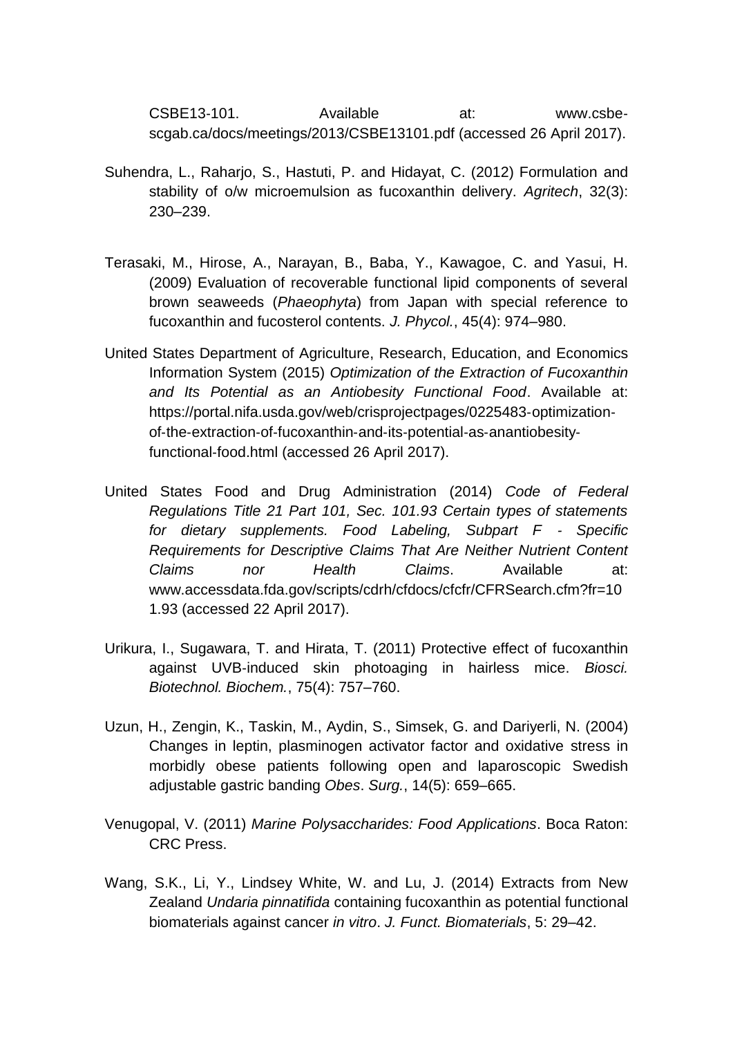CSBE13-101. Available at: www.csbe-scgab.ca/docs/meetings/2013/CSBE13101.pdf (accessed 26 April 2017).

Suhendra, L., Raharjo, S., Hastuti, P. and Hidayat, C. (2012) Formulation and stability of o/w microemulsion as fucoxanthin delivery. *Agritech*, 32(3): 230–239.

Terasaki, M., Hirose, A., Narayan, B., Baba, Y., Kawagoe, C. and Yasui, H. (2009) Evaluation of recoverable functional lipid components of several brown seaweeds (*Phaeophyta*) from Japan with special reference to fucoxanthin and fucosterol contents. *J. Phycol.*, 45(4): 974–980.

United States Department of Agriculture, Research, Education, and Economics Information System (2015) *Optimization of the Extraction of Fucoxanthin and Its Potential as an Antiobesity Functional Food*. Available at: https://portal.nifa.usda.gov/web/crisprojectpages/0225483-optimization-of-the-extraction-of-fucoxanthin-and-its-potential-as-anantiobesity-functional-food.html (accessed 26 April 2017).

United States Food and Drug Administration (2014) *Code of Federal Regulations Title 21 Part 101, Sec. 101.93 Certain types of statements for dietary supplements. Food Labeling, Subpart F - Specific Requirements for Descriptive Claims That Are Neither Nutrient Content Claims nor Health Claims*. Available at: www.accessdata.fda.gov/scripts/cdrh/cfdocs/cfcfr/CFRSearch.cfm?fr=101.93 (accessed 22 April 2017).

Urikura, I., Sugawara, T. and Hirata, T. (2011) Protective effect of fucoxanthin against UVB-induced skin photoaging in hairless mice. *Biosci. Biotechnol. Biochem.*, 75(4): 757–760.

Uzun, H., Zengin, K., Taskin, M., Aydin, S., Simsek, G. and Dariyerli, N. (2004) Changes in leptin, plasminogen activator factor and oxidative stress in morbidly obese patients following open and laparoscopic Swedish adjustable gastric banding *Obes*. *Surg.*, 14(5): 659–665.

Venugopal, V. (2011) *Marine Polysaccharides: Food Applications*. Boca Raton: CRC Press.

Wang, S.K., Li, Y., Lindsey White, W. and Lu, J. (2014) Extracts from New Zealand *Undaria pinnatifida* containing fucoxanthin as potential functional biomaterials against cancer *in vitro*. *J. Funct. Biomaterials*, 5: 29–42.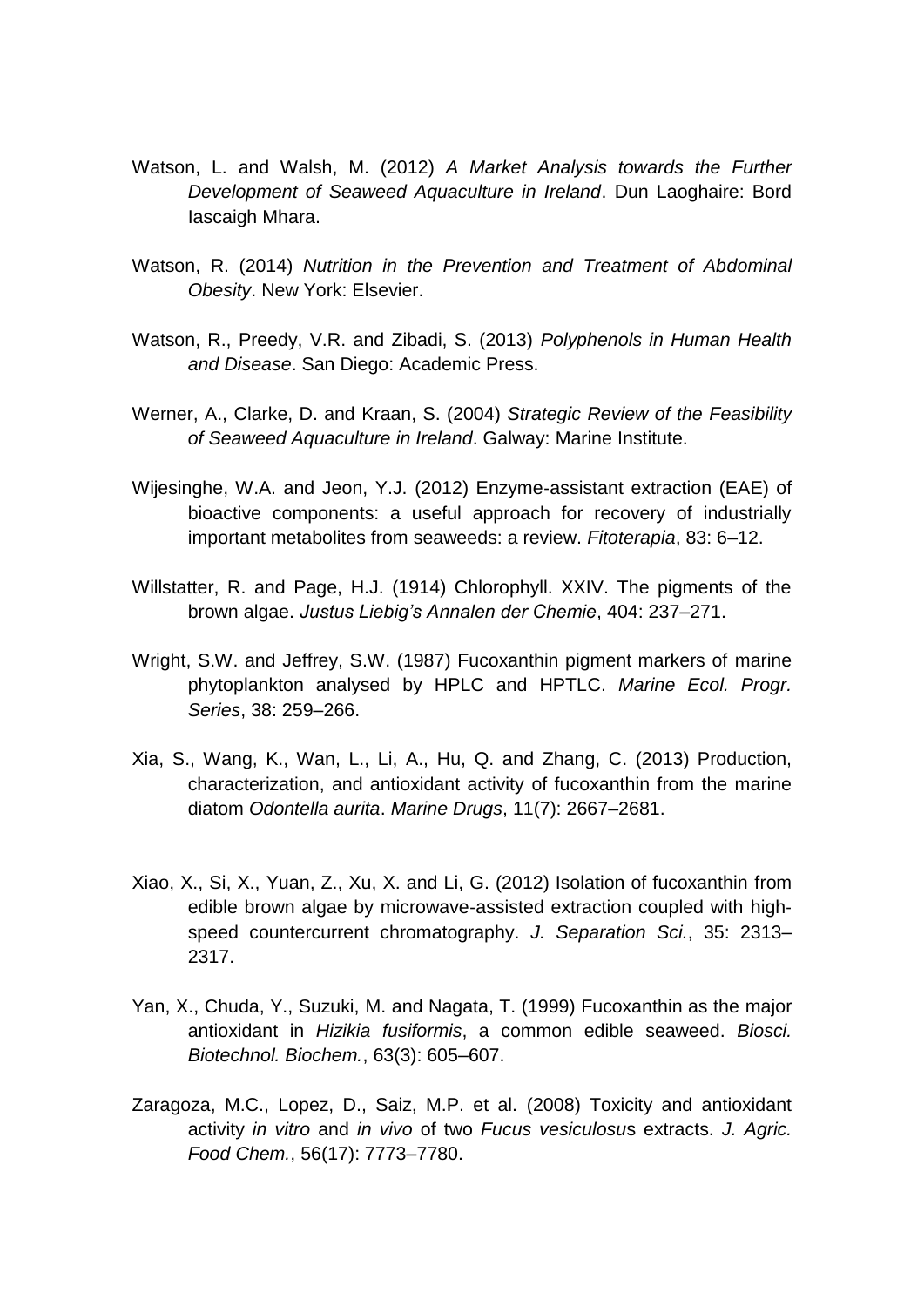Watson, L. and Walsh, M. (2012) *A Market Analysis towards the Further Development of Seaweed Aquaculture in Ireland*. Dun Laoghaire: Bord Iascaigh Mhara.

Watson, R. (2014) *Nutrition in the Prevention and Treatment of Abdominal Obesity*. New York: Elsevier.

Watson, R., Preedy, V.R. and Zibadi, S. (2013) *Polyphenols in Human Health and Disease*. San Diego: Academic Press.

Werner, A., Clarke, D. and Kraan, S. (2004) *Strategic Review of the Feasibility of Seaweed Aquaculture in Ireland*. Galway: Marine Institute.

Wijesinghe, W.A. and Jeon, Y.J. (2012) Enzyme-assistant extraction (EAE) of bioactive components: a useful approach for recovery of industrially important metabolites from seaweeds: a review. *Fitoterapia*, 83: 6–12.

Willstatter, R. and Page, H.J. (1914) Chlorophyll. XXIV. The pigments of the brown algae. *Justus Liebig's Annalen der Chemie*, 404: 237–271.

Wright, S.W. and Jeffrey, S.W. (1987) Fucoxanthin pigment markers of marine phytoplankton analysed by HPLC and HPTLC. *Marine Ecol. Progr. Series*, 38: 259–266.

Xia, S., Wang, K., Wan, L., Li, A., Hu, Q. and Zhang, C. (2013) Production, characterization, and antioxidant activity of fucoxanthin from the marine diatom *Odontella aurita*. *Marine Drugs*, 11(7): 2667–2681.

Xiao, X., Si, X., Yuan, Z., Xu, X. and Li, G. (2012) Isolation of fucoxanthin from edible brown algae by microwave-assisted extraction coupled with high-speed countercurrent chromatography. *J. Separation Sci.*, 35: 2313–2317.

Yan, X., Chuda, Y., Suzuki, M. and Nagata, T. (1999) Fucoxanthin as the major antioxidant in *Hizikia fusiformis*, a common edible seaweed. *Biosci. Biotechnol. Biochem.*, 63(3): 605–607.

Zaragoza, M.C., Lopez, D., Saiz, M.P. et al. (2008) Toxicity and antioxidant activity *in vitro* and *in vivo* of two *Fucus vesiculosus* extracts. *J. Agric. Food Chem.*, 56(17): 7773–7780.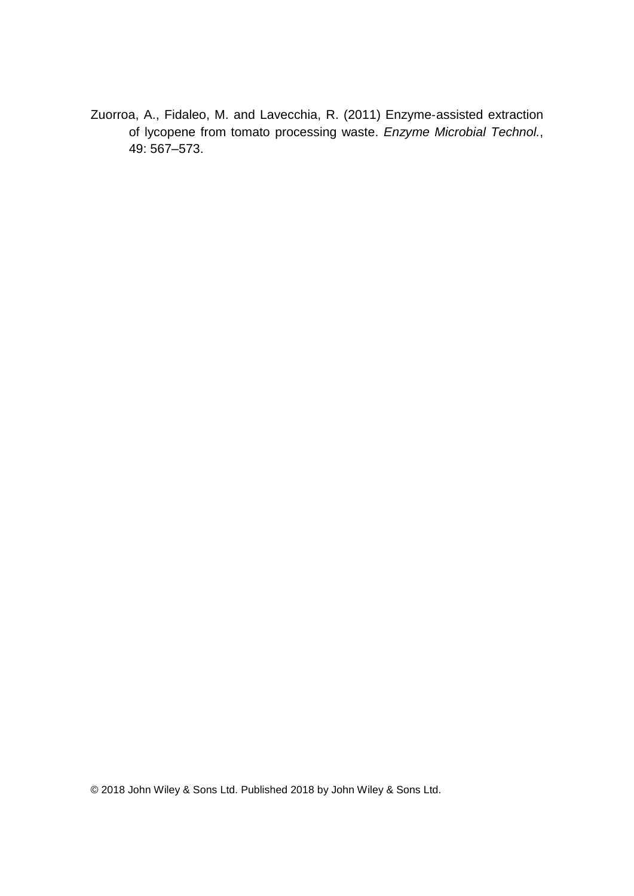Zuorroa, A., Fidaleo, M. and Lavecchia, R. (2011) Enzyme-assisted extraction of lycopene from tomato processing waste. *Enzyme Microbial Technol.*, 49: 567–573.

© 2018 John Wiley & Sons Ltd. Published 2018 by John Wiley & Sons Ltd.